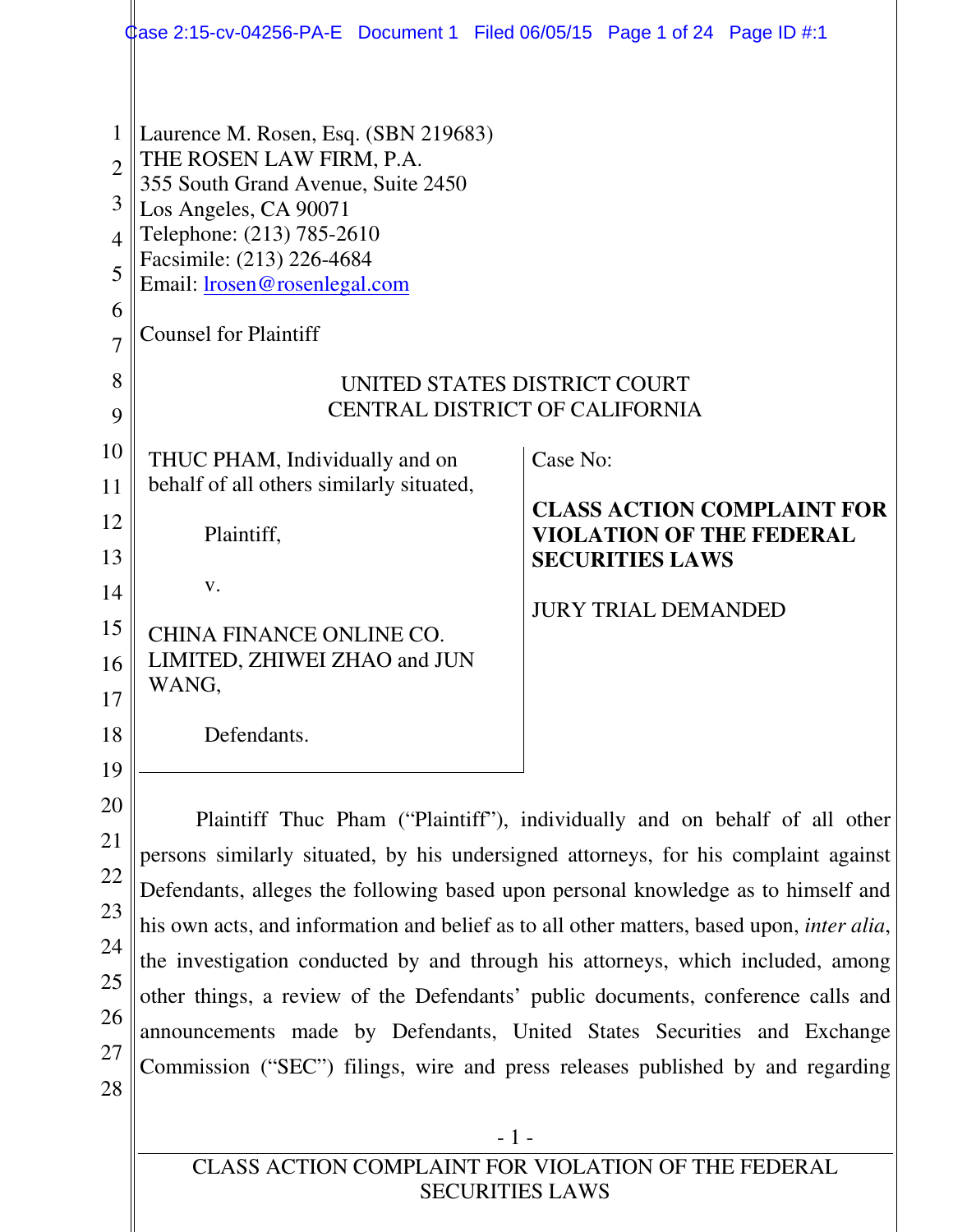Laurence M. Rosen, Esq. (SBN 219683)
THE ROSEN LAW FIRM, P.A.
355 South Grand Avenue, Suite 2450
Los Angeles, CA 90071
Telephone: (213) 785-2610
Facsimile: (213) 226-4684
Email: lrosen@rosenlegal.com

Counsel for Plaintiff

UNITED STATES DISTRICT COURT
CENTRAL DISTRICT OF CALIFORNIA

THUC PHAM, Individually and on behalf of all others similarly situated,

Plaintiff,

v.

CHINA FINANCE ONLINE CO. LIMITED, ZHIWEI ZHAO and JUN WANG,

Defendants.

Case No:

**CLASS ACTION COMPLAINT FOR VIOLATION OF THE FEDERAL SECURITIES LAWS**

JURY TRIAL DEMANDED

Plaintiff Thuc Pham ("Plaintiff"), individually and on behalf of all other persons similarly situated, by his undersigned attorneys, for his complaint against Defendants, alleges the following based upon personal knowledge as to himself and his own acts, and information and belief as to all other matters, based upon, *inter alia*, the investigation conducted by and through his attorneys, which included, among other things, a review of the Defendants' public documents, conference calls and announcements made by Defendants, United States Securities and Exchange Commission ("SEC") filings, wire and press releases published by and regarding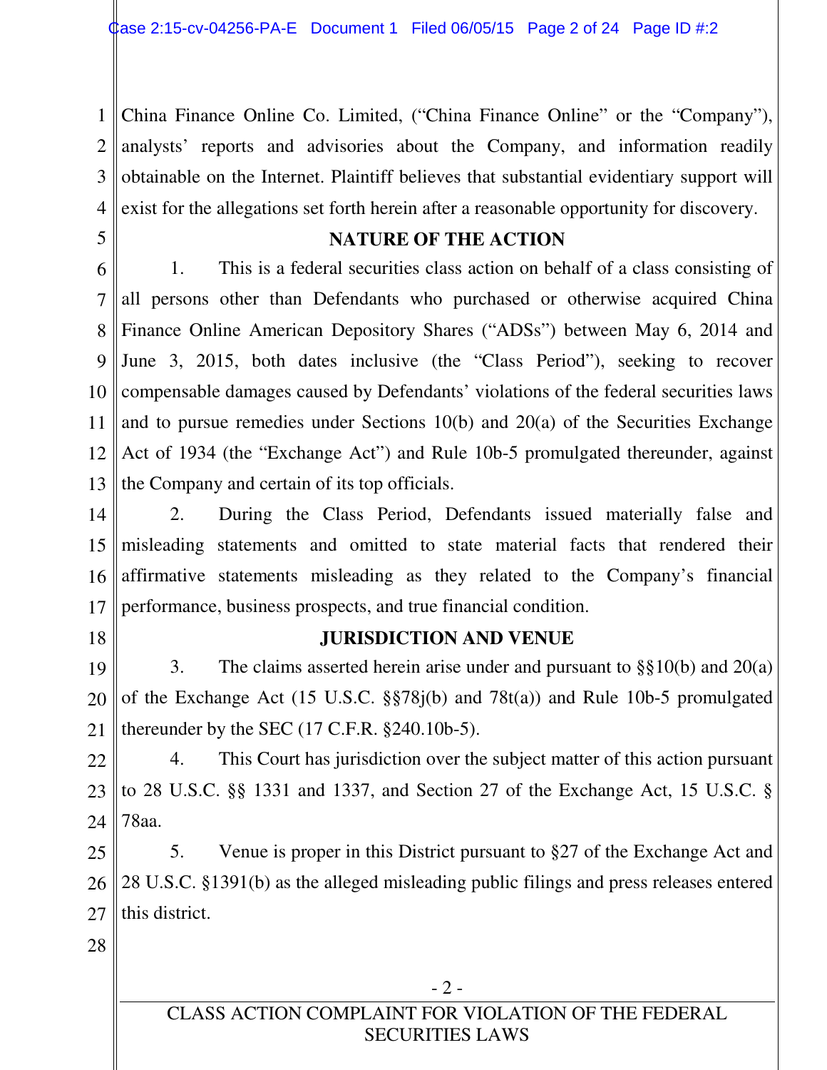China Finance Online Co. Limited, ("China Finance Online" or the "Company"), analysts' reports and advisories about the Company, and information readily obtainable on the Internet. Plaintiff believes that substantial evidentiary support will exist for the allegations set forth herein after a reasonable opportunity for discovery.

## NATURE OF THE ACTION

1. This is a federal securities class action on behalf of a class consisting of all persons other than Defendants who purchased or otherwise acquired China Finance Online American Depository Shares ("ADSs") between May 6, 2014 and June 3, 2015, both dates inclusive (the "Class Period"), seeking to recover compensable damages caused by Defendants' violations of the federal securities laws and to pursue remedies under Sections 10(b) and 20(a) of the Securities Exchange Act of 1934 (the "Exchange Act") and Rule 10b-5 promulgated thereunder, against the Company and certain of its top officials.

2. During the Class Period, Defendants issued materially false and misleading statements and omitted to state material facts that rendered their affirmative statements misleading as they related to the Company's financial performance, business prospects, and true financial condition.

## JURISDICTION AND VENUE

3. The claims asserted herein arise under and pursuant to §§10(b) and 20(a) of the Exchange Act (15 U.S.C. §§78j(b) and 78t(a)) and Rule 10b-5 promulgated thereunder by the SEC (17 C.F.R. §240.10b-5).

4. This Court has jurisdiction over the subject matter of this action pursuant to 28 U.S.C. §§ 1331 and 1337, and Section 27 of the Exchange Act, 15 U.S.C. § 78aa.

5. Venue is proper in this District pursuant to §27 of the Exchange Act and 28 U.S.C. §1391(b) as the alleged misleading public filings and press releases entered this district.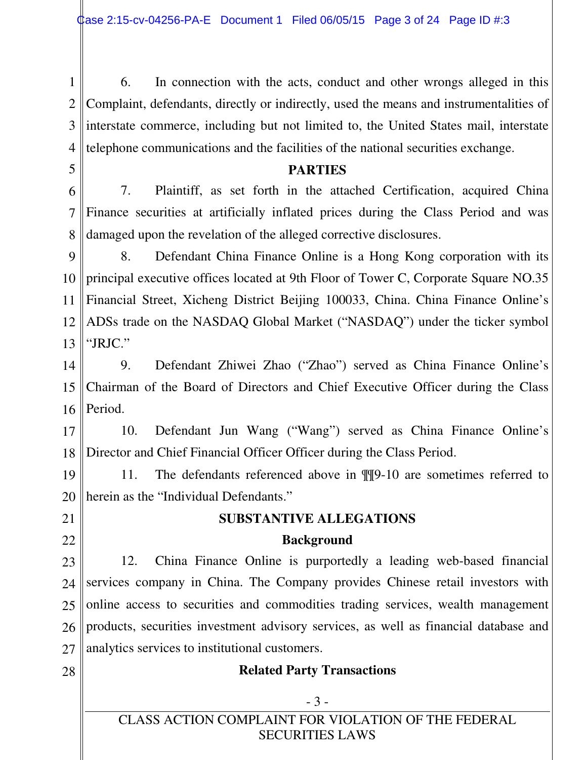6. In connection with the acts, conduct and other wrongs alleged in this Complaint, defendants, directly or indirectly, used the means and instrumentalities of interstate commerce, including but not limited to, the United States mail, interstate telephone communications and the facilities of the national securities exchange.

## PARTIES

7. Plaintiff, as set forth in the attached Certification, acquired China Finance securities at artificially inflated prices during the Class Period and was damaged upon the revelation of the alleged corrective disclosures.

8. Defendant China Finance Online is a Hong Kong corporation with its principal executive offices located at 9th Floor of Tower C, Corporate Square NO.35 Financial Street, Xicheng District Beijing 100033, China. China Finance Online's ADSs trade on the NASDAQ Global Market ("NASDAQ") under the ticker symbol "JRJC."

9. Defendant Zhiwei Zhao ("Zhao") served as China Finance Online's Chairman of the Board of Directors and Chief Executive Officer during the Class Period.

10. Defendant Jun Wang ("Wang") served as China Finance Online's Director and Chief Financial Officer Officer during the Class Period.

11. The defendants referenced above in ¶¶9-10 are sometimes referred to herein as the "Individual Defendants."

## SUBSTANTIVE ALLEGATIONS

### Background

12. China Finance Online is purportedly a leading web-based financial services company in China. The Company provides Chinese retail investors with online access to securities and commodities trading services, wealth management products, securities investment advisory services, as well as financial database and analytics services to institutional customers.

### Related Party Transactions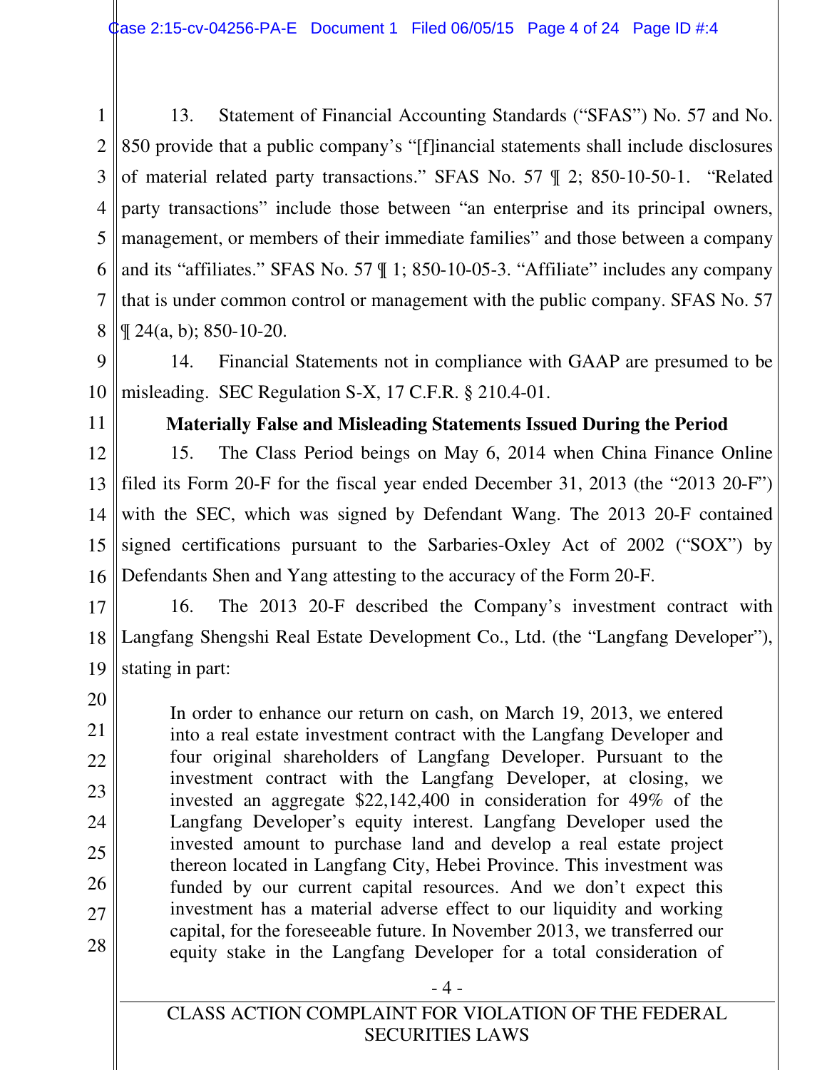13. Statement of Financial Accounting Standards ("SFAS") No. 57 and No. 850 provide that a public company's "[f]inancial statements shall include disclosures of material related party transactions." SFAS No. 57 ¶ 2; 850-10-50-1. "Related party transactions" include those between "an enterprise and its principal owners, management, or members of their immediate families" and those between a company and its "affiliates." SFAS No. 57 ¶ 1; 850-10-05-3. "Affiliate" includes any company that is under common control or management with the public company. SFAS No. 57 ¶ 24(a, b); 850-10-20.

14. Financial Statements not in compliance with GAAP are presumed to be misleading. SEC Regulation S-X, 17 C.F.R. § 210.4-01.

**Materially False and Misleading Statements Issued During the Period**

15. The Class Period beings on May 6, 2014 when China Finance Online filed its Form 20-F for the fiscal year ended December 31, 2013 (the "2013 20-F") with the SEC, which was signed by Defendant Wang. The 2013 20-F contained signed certifications pursuant to the Sarbaries-Oxley Act of 2002 ("SOX") by Defendants Shen and Yang attesting to the accuracy of the Form 20-F.

16. The 2013 20-F described the Company's investment contract with Langfang Shengshi Real Estate Development Co., Ltd. (the "Langfang Developer"), stating in part:

> In order to enhance our return on cash, on March 19, 2013, we entered into a real estate investment contract with the Langfang Developer and four original shareholders of Langfang Developer. Pursuant to the investment contract with the Langfang Developer, at closing, we invested an aggregate $22,142,400 in consideration for 49% of the Langfang Developer's equity interest. Langfang Developer used the invested amount to purchase land and develop a real estate project thereon located in Langfang City, Hebei Province. This investment was funded by our current capital resources. And we don't expect this investment has a material adverse effect to our liquidity and working capital, for the foreseeable future. In November 2013, we transferred our equity stake in the Langfang Developer for a total consideration of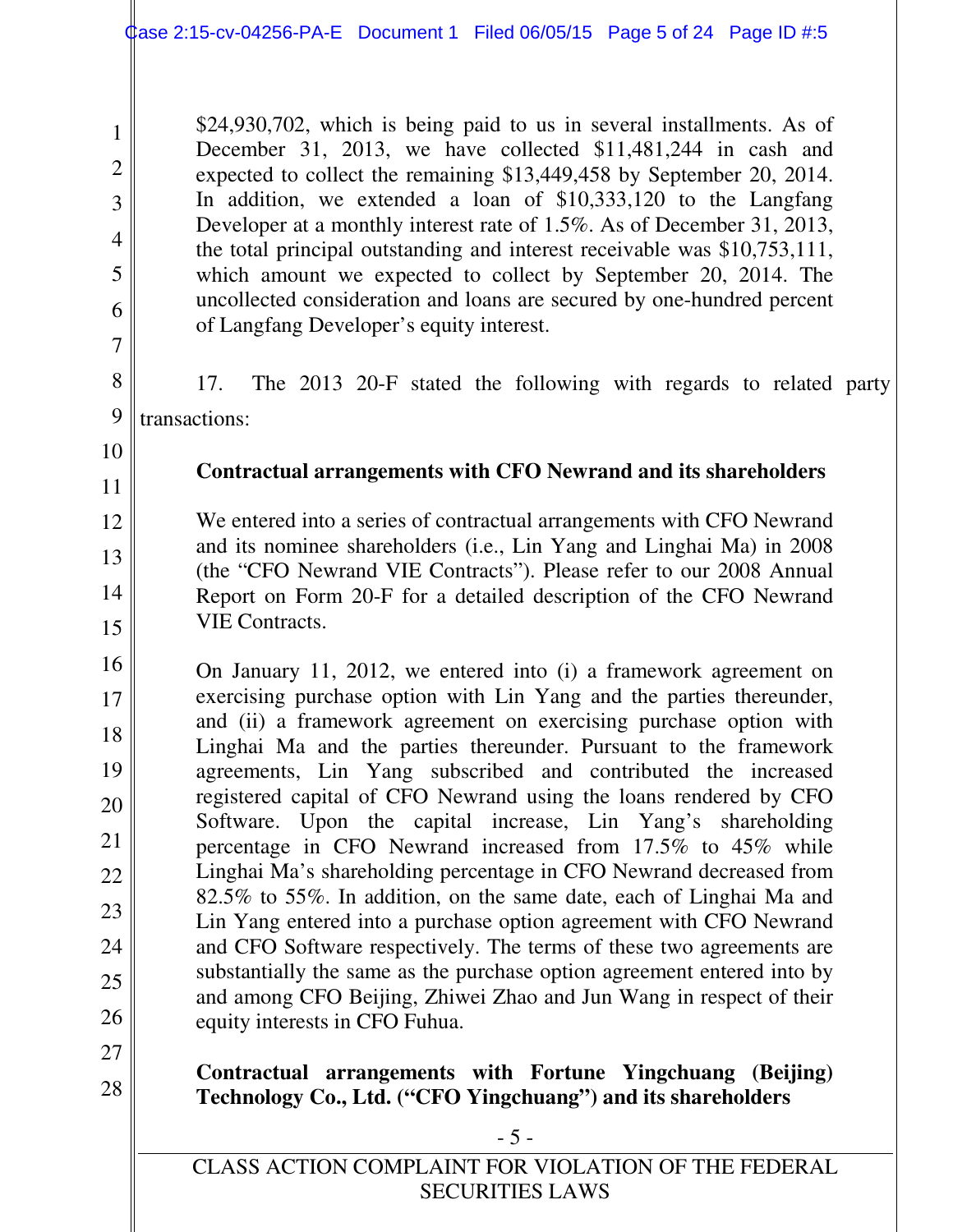$24,930,702, which is being paid to us in several installments. As of December 31, 2013, we have collected $11,481,244 in cash and expected to collect the remaining $13,449,458 by September 20, 2014. In addition, we extended a loan of $10,333,120 to the Langfang Developer at a monthly interest rate of 1.5%. As of December 31, 2013, the total principal outstanding and interest receivable was $10,753,111, which amount we expected to collect by September 20, 2014. The uncollected consideration and loans are secured by one-hundred percent of Langfang Developer's equity interest.

17. The 2013 20-F stated the following with regards to related party transactions:

**Contractual arrangements with CFO Newrand and its shareholders**

We entered into a series of contractual arrangements with CFO Newrand and its nominee shareholders (i.e., Lin Yang and Linghai Ma) in 2008 (the "CFO Newrand VIE Contracts"). Please refer to our 2008 Annual Report on Form 20-F for a detailed description of the CFO Newrand VIE Contracts.

On January 11, 2012, we entered into (i) a framework agreement on exercising purchase option with Lin Yang and the parties thereunder, and (ii) a framework agreement on exercising purchase option with Linghai Ma and the parties thereunder. Pursuant to the framework agreements, Lin Yang subscribed and contributed the increased registered capital of CFO Newrand using the loans rendered by CFO Software. Upon the capital increase, Lin Yang's shareholding percentage in CFO Newrand increased from 17.5% to 45% while Linghai Ma's shareholding percentage in CFO Newrand decreased from 82.5% to 55%. In addition, on the same date, each of Linghai Ma and Lin Yang entered into a purchase option agreement with CFO Newrand and CFO Software respectively. The terms of these two agreements are substantially the same as the purchase option agreement entered into by and among CFO Beijing, Zhiwei Zhao and Jun Wang in respect of their equity interests in CFO Fuhua.

**Contractual arrangements with Fortune Yingchuang (Beijing) Technology Co., Ltd. ("CFO Yingchuang") and its shareholders**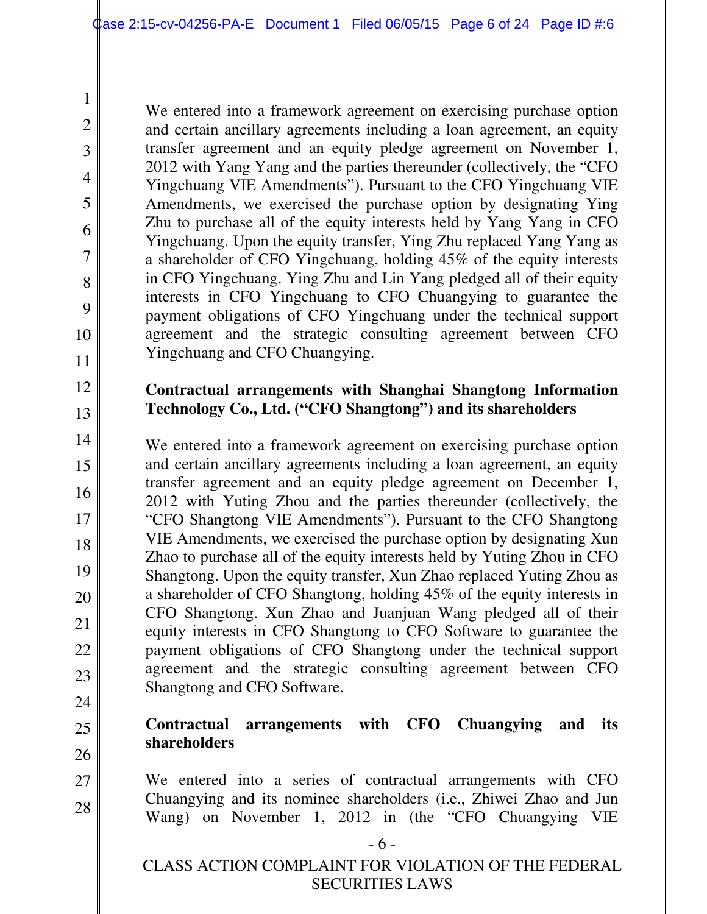We entered into a framework agreement on exercising purchase option and certain ancillary agreements including a loan agreement, an equity transfer agreement and an equity pledge agreement on November 1, 2012 with Yang Yang and the parties thereunder (collectively, the "CFO Yingchuang VIE Amendments"). Pursuant to the CFO Yingchuang VIE Amendments, we exercised the purchase option by designating Ying Zhu to purchase all of the equity interests held by Yang Yang in CFO Yingchuang. Upon the equity transfer, Ying Zhu replaced Yang Yang as a shareholder of CFO Yingchuang, holding 45% of the equity interests in CFO Yingchuang. Ying Zhu and Lin Yang pledged all of their equity interests in CFO Yingchuang to CFO Chuangying to guarantee the payment obligations of CFO Yingchuang under the technical support agreement and the strategic consulting agreement between CFO Yingchuang and CFO Chuangying.

**Contractual arrangements with Shanghai Shangtong Information Technology Co., Ltd. ("CFO Shangtong") and its shareholders**

We entered into a framework agreement on exercising purchase option and certain ancillary agreements including a loan agreement, an equity transfer agreement and an equity pledge agreement on December 1, 2012 with Yuting Zhou and the parties thereunder (collectively, the "CFO Shangtong VIE Amendments"). Pursuant to the CFO Shangtong VIE Amendments, we exercised the purchase option by designating Xun Zhao to purchase all of the equity interests held by Yuting Zhou in CFO Shangtong. Upon the equity transfer, Xun Zhao replaced Yuting Zhou as a shareholder of CFO Shangtong, holding 45% of the equity interests in CFO Shangtong. Xun Zhao and Juanjuan Wang pledged all of their equity interests in CFO Shangtong to CFO Software to guarantee the payment obligations of CFO Shangtong under the technical support agreement and the strategic consulting agreement between CFO Shangtong and CFO Software.

**Contractual arrangements with CFO Chuangying and its shareholders**

We entered into a series of contractual arrangements with CFO Chuangying and its nominee shareholders (i.e., Zhiwei Zhao and Jun Wang) on November 1, 2012 in (the "CFO Chuangying VIE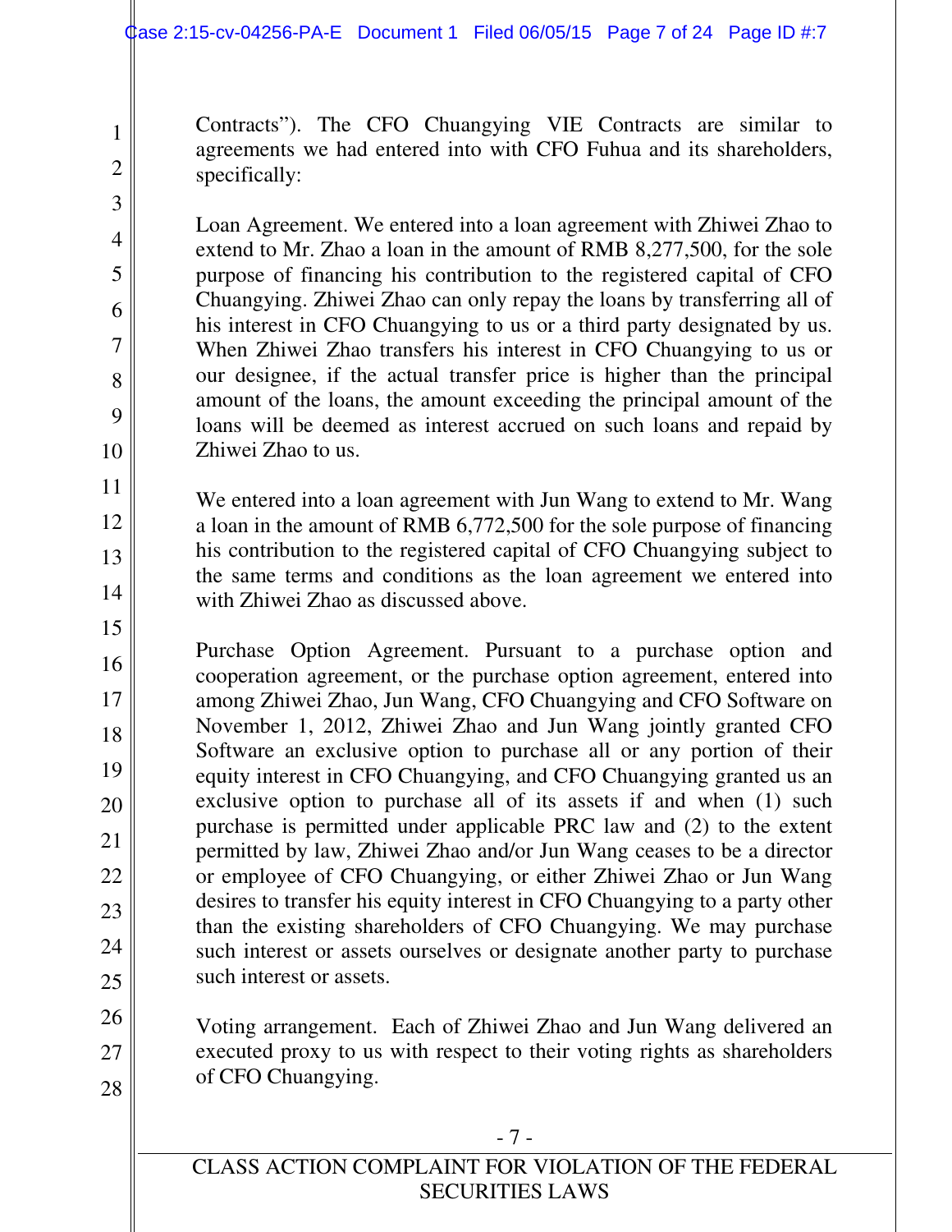Contracts"). The CFO Chuangying VIE Contracts are similar to agreements we had entered into with CFO Fuhua and its shareholders, specifically:

Loan Agreement. We entered into a loan agreement with Zhiwei Zhao to extend to Mr. Zhao a loan in the amount of RMB 8,277,500, for the sole purpose of financing his contribution to the registered capital of CFO Chuangying. Zhiwei Zhao can only repay the loans by transferring all of his interest in CFO Chuangying to us or a third party designated by us. When Zhiwei Zhao transfers his interest in CFO Chuangying to us or our designee, if the actual transfer price is higher than the principal amount of the loans, the amount exceeding the principal amount of the loans will be deemed as interest accrued on such loans and repaid by Zhiwei Zhao to us.

We entered into a loan agreement with Jun Wang to extend to Mr. Wang a loan in the amount of RMB 6,772,500 for the sole purpose of financing his contribution to the registered capital of CFO Chuangying subject to the same terms and conditions as the loan agreement we entered into with Zhiwei Zhao as discussed above.

Purchase Option Agreement. Pursuant to a purchase option and cooperation agreement, or the purchase option agreement, entered into among Zhiwei Zhao, Jun Wang, CFO Chuangying and CFO Software on November 1, 2012, Zhiwei Zhao and Jun Wang jointly granted CFO Software an exclusive option to purchase all or any portion of their equity interest in CFO Chuangying, and CFO Chuangying granted us an exclusive option to purchase all of its assets if and when (1) such purchase is permitted under applicable PRC law and (2) to the extent permitted by law, Zhiwei Zhao and/or Jun Wang ceases to be a director or employee of CFO Chuangying, or either Zhiwei Zhao or Jun Wang desires to transfer his equity interest in CFO Chuangying to a party other than the existing shareholders of CFO Chuangying. We may purchase such interest or assets ourselves or designate another party to purchase such interest or assets.

Voting arrangement. Each of Zhiwei Zhao and Jun Wang delivered an executed proxy to us with respect to their voting rights as shareholders of CFO Chuangying.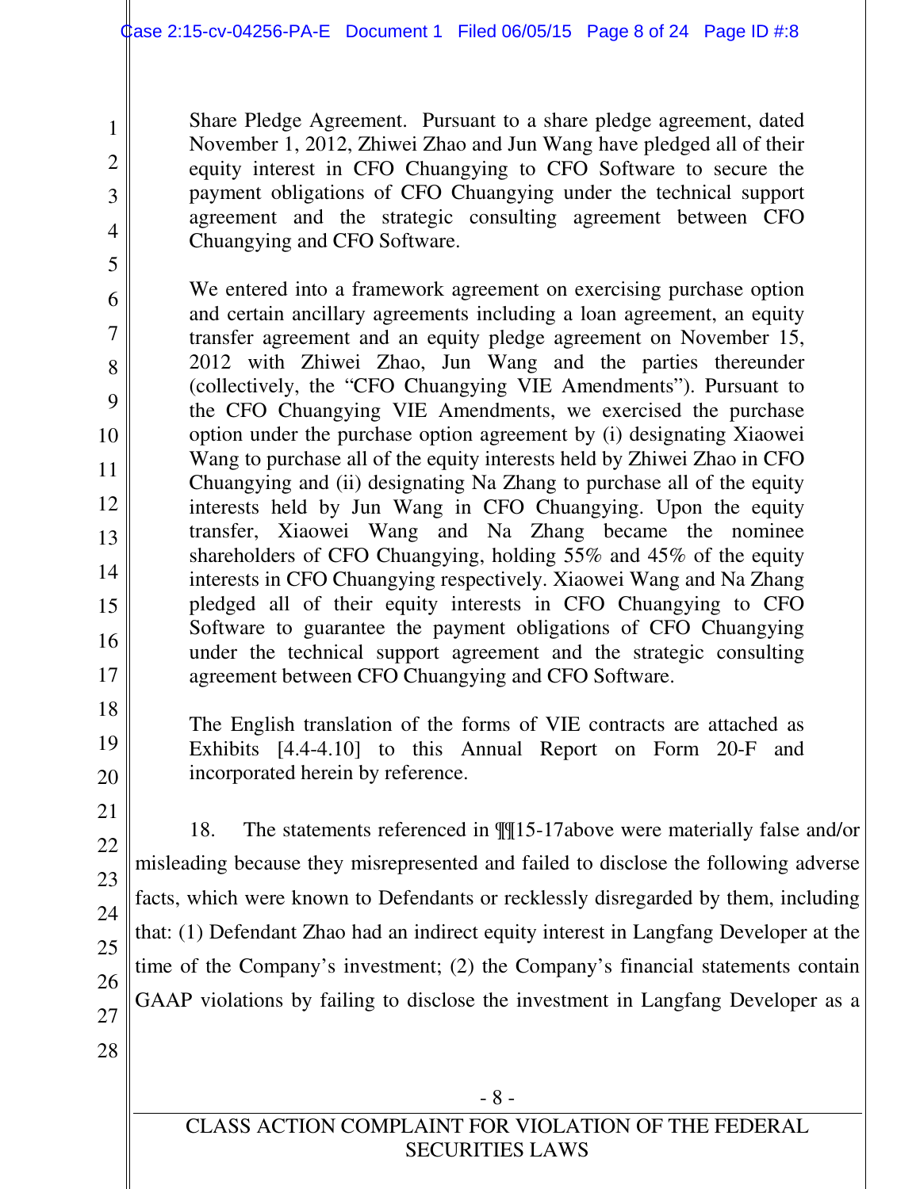Share Pledge Agreement. Pursuant to a share pledge agreement, dated November 1, 2012, Zhiwei Zhao and Jun Wang have pledged all of their equity interest in CFO Chuangying to CFO Software to secure the payment obligations of CFO Chuangying under the technical support agreement and the strategic consulting agreement between CFO Chuangying and CFO Software.

We entered into a framework agreement on exercising purchase option and certain ancillary agreements including a loan agreement, an equity transfer agreement and an equity pledge agreement on November 15, 2012 with Zhiwei Zhao, Jun Wang and the parties thereunder (collectively, the "CFO Chuangying VIE Amendments"). Pursuant to the CFO Chuangying VIE Amendments, we exercised the purchase option under the purchase option agreement by (i) designating Xiaowei Wang to purchase all of the equity interests held by Zhiwei Zhao in CFO Chuangying and (ii) designating Na Zhang to purchase all of the equity interests held by Jun Wang in CFO Chuangying. Upon the equity transfer, Xiaowei Wang and Na Zhang became the nominee shareholders of CFO Chuangying, holding 55% and 45% of the equity interests in CFO Chuangying respectively. Xiaowei Wang and Na Zhang pledged all of their equity interests in CFO Chuangying to CFO Software to guarantee the payment obligations of CFO Chuangying under the technical support agreement and the strategic consulting agreement between CFO Chuangying and CFO Software.

The English translation of the forms of VIE contracts are attached as Exhibits [4.4-4.10] to this Annual Report on Form 20-F and incorporated herein by reference.

18. The statements referenced in ¶¶15-17above were materially false and/or misleading because they misrepresented and failed to disclose the following adverse facts, which were known to Defendants or recklessly disregarded by them, including that: (1) Defendant Zhao had an indirect equity interest in Langfang Developer at the time of the Company's investment; (2) the Company's financial statements contain GAAP violations by failing to disclose the investment in Langfang Developer as a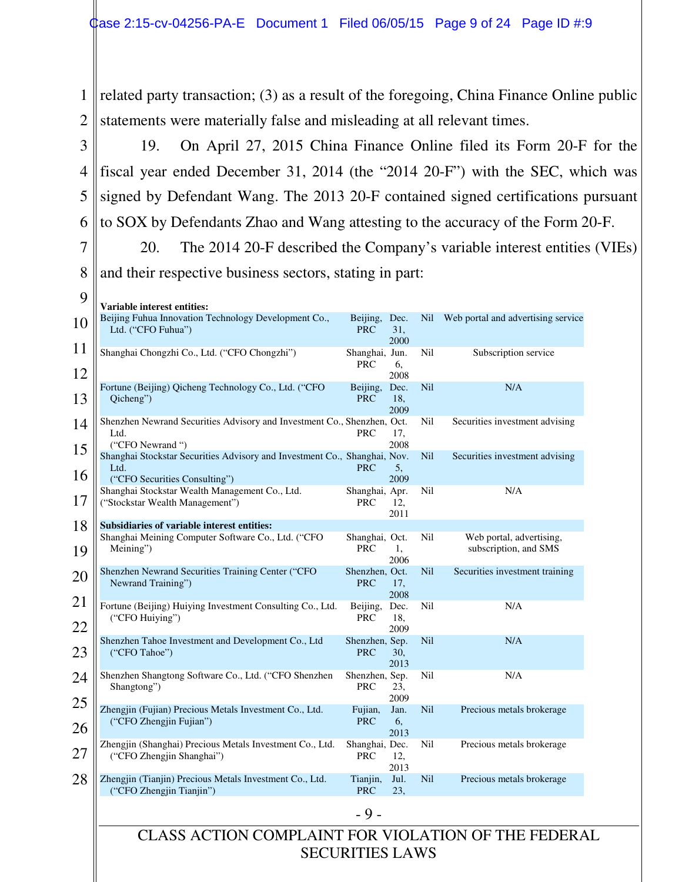related party transaction; (3) as a result of the foregoing, China Finance Online public statements were materially false and misleading at all relevant times.

19. On April 27, 2015 China Finance Online filed its Form 20-F for the fiscal year ended December 31, 2014 (the "2014 20-F") with the SEC, which was signed by Defendant Wang. The 2013 20-F contained signed certifications pursuant to SOX by Defendants Zhao and Wang attesting to the accuracy of the Form 20-F.

20. The 2014 20-F described the Company's variable interest entities (VIEs) and their respective business sectors, stating in part:

| | | | | |
|---|---|---|---|---|
| **Variable interest entities:** | | | | |
| Beijing Fuhua Innovation Technology Development Co., Ltd. ("CFO Fuhua") | Beijing, PRC | Dec. 31, 2000 | Nil | Web portal and advertising service |
| Shanghai Chongzhi Co., Ltd. ("CFO Chongzhi") | Shanghai, PRC | Jun. 6, 2008 | Nil | Subscription service |
| Fortune (Beijing) Qicheng Technology Co., Ltd. ("CFO Qicheng") | Beijing, PRC | Dec. 18, 2009 | Nil | N/A |
| Shenzhen Newrand Securities Advisory and Investment Co., Ltd. ("CFO Newrand ") | Shenzhen, PRC | Oct. 17, 2008 | Nil | Securities investment advising |
| Shanghai Stockstar Securities Advisory and Investment Co., Ltd. ("CFO Securities Consulting") | Shanghai, PRC | Nov. 5, 2009 | Nil | Securities investment advising |
| Shanghai Stockstar Wealth Management Co., Ltd. ("Stockstar Wealth Management") | Shanghai, PRC | Apr. 12, 2011 | Nil | N/A |
| **Subsidiaries of variable interest entities:** | | | | |
| Shanghai Meining Computer Software Co., Ltd. ("CFO Meining") | Shanghai, PRC | Oct. 1, 2006 | Nil | Web portal, advertising, subscription, and SMS |
| Shenzhen Newrand Securities Training Center ("CFO Newrand Training") | Shenzhen, PRC | Oct. 17, 2008 | Nil | Securities investment training |
| Fortune (Beijing) Huiying Investment Consulting Co., Ltd. ("CFO Huiying") | Beijing, PRC | Dec. 18, 2009 | Nil | N/A |
| Shenzhen Tahoe Investment and Development Co., Ltd ("CFO Tahoe") | Shenzhen, PRC | Sep. 30, 2013 | Nil | N/A |
| Shenzhen Shangtong Software Co., Ltd. ("CFO Shenzhen Shangtong") | Shenzhen, PRC | Sep. 23, 2009 | Nil | N/A |
| Zhengjin (Fujian) Precious Metals Investment Co., Ltd. ("CFO Zhengjin Fujian") | Fujian, PRC | Jan. 6, 2013 | Nil | Precious metals brokerage |
| Zhengjin (Shanghai) Precious Metals Investment Co., Ltd. ("CFO Zhengjin Shanghai") | Shanghai, PRC | Dec. 12, 2013 | Nil | Precious metals brokerage |
| Zhengjin (Tianjin) Precious Metals Investment Co., Ltd. ("CFO Zhengjin Tianjin") | Tianjin, PRC | Jul. 23, | Nil | Precious metals brokerage |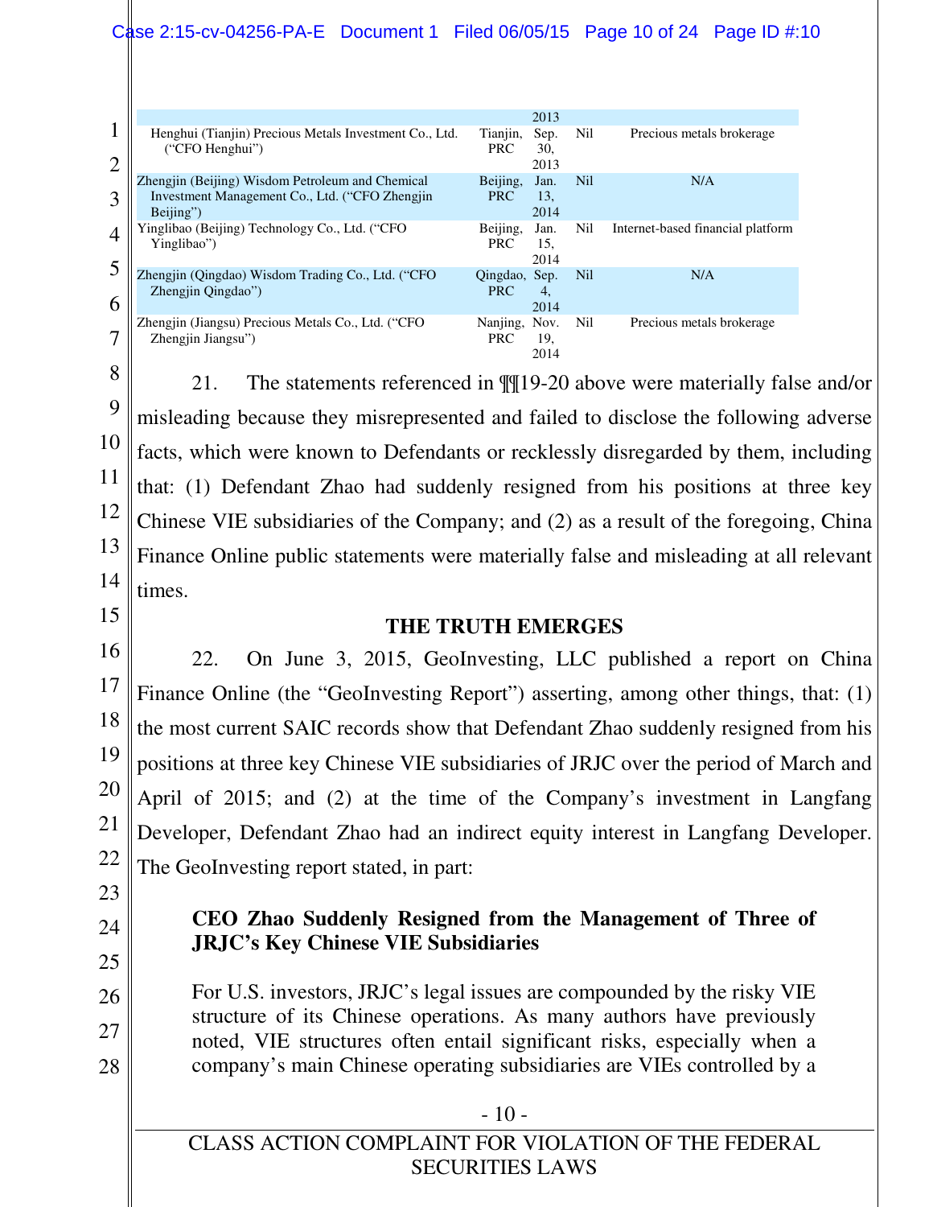| | | | | |
|---|---|---|---|---|
| | | 2013 | | |
| Henghui (Tianjin) Precious Metals Investment Co., Ltd. ("CFO Henghui") | Tianjin, PRC | Sep. 30, 2013 | Nil | Precious metals brokerage |
| Zhengjin (Beijing) Wisdom Petroleum and Chemical Investment Management Co., Ltd. ("CFO Zhengjin Beijing") | Beijing, PRC | Jan. 13, 2014 | Nil | N/A |
| Yinglibao (Beijing) Technology Co., Ltd. ("CFO Yinglibao") | Beijing, PRC | Jan. 15, 2014 | Nil | Internet-based financial platform |
| Zhengjin (Qingdao) Wisdom Trading Co., Ltd. ("CFO Zhengjin Qingdao") | Qingdao, PRC | Sep. 4, 2014 | Nil | N/A |
| Zhengjin (Jiangsu) Precious Metals Co., Ltd. ("CFO Zhengjin Jiangsu") | Nanjing, PRC | Nov. 19, 2014 | Nil | Precious metals brokerage |

21. The statements referenced in ¶¶19-20 above were materially false and/or misleading because they misrepresented and failed to disclose the following adverse facts, which were known to Defendants or recklessly disregarded by them, including that: (1) Defendant Zhao had suddenly resigned from his positions at three key Chinese VIE subsidiaries of the Company; and (2) as a result of the foregoing, China Finance Online public statements were materially false and misleading at all relevant times.

## THE TRUTH EMERGES

22. On June 3, 2015, GeoInvesting, LLC published a report on China Finance Online (the "GeoInvesting Report") asserting, among other things, that: (1) the most current SAIC records show that Defendant Zhao suddenly resigned from his positions at three key Chinese VIE subsidiaries of JRJC over the period of March and April of 2015; and (2) at the time of the Company's investment in Langfang Developer, Defendant Zhao had an indirect equity interest in Langfang Developer. The GeoInvesting report stated, in part:

> **CEO Zhao Suddenly Resigned from the Management of Three of JRJC's Key Chinese VIE Subsidiaries**
>
> For U.S. investors, JRJC's legal issues are compounded by the risky VIE structure of its Chinese operations. As many authors have previously noted, VIE structures often entail significant risks, especially when a company's main Chinese operating subsidiaries are VIEs controlled by a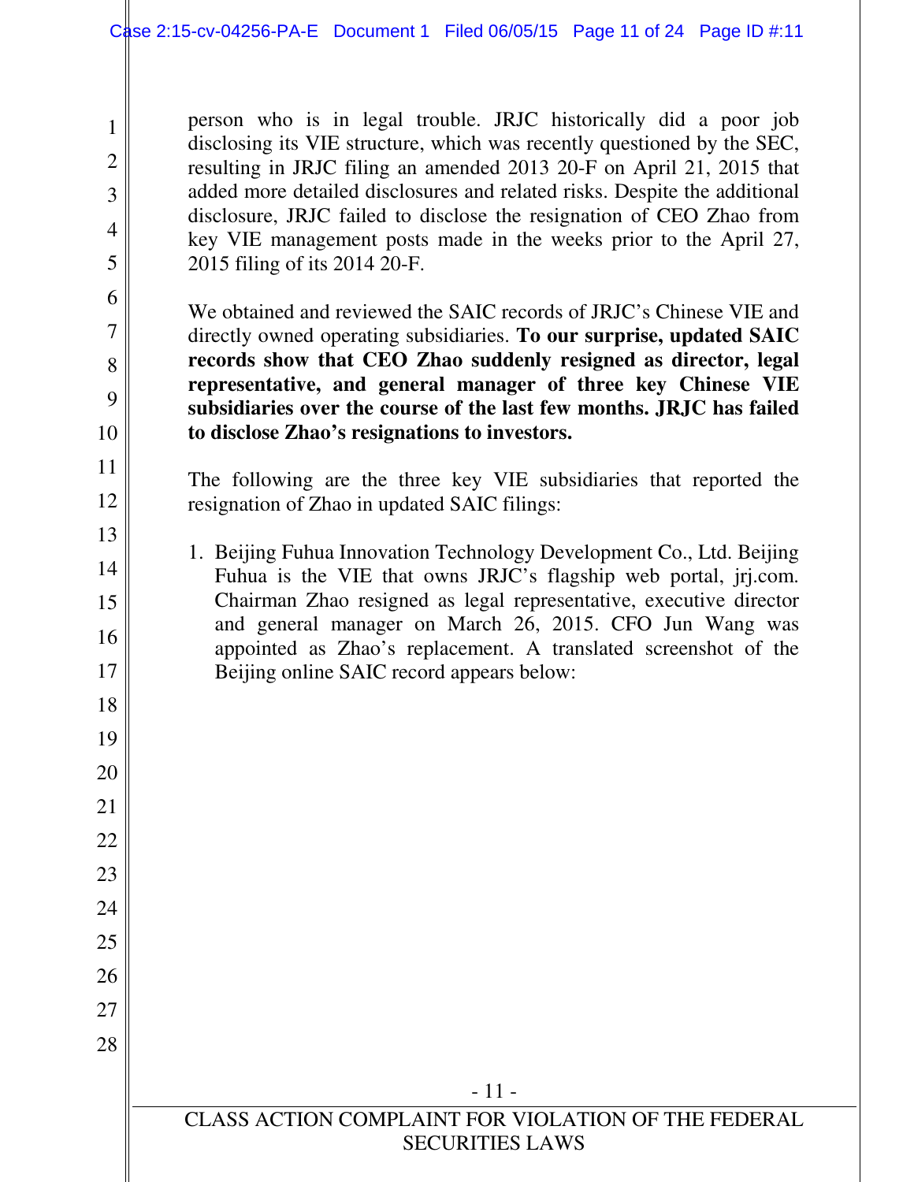person who is in legal trouble. JRJC historically did a poor job disclosing its VIE structure, which was recently questioned by the SEC, resulting in JRJC filing an amended 2013 20-F on April 21, 2015 that added more detailed disclosures and related risks. Despite the additional disclosure, JRJC failed to disclose the resignation of CEO Zhao from key VIE management posts made in the weeks prior to the April 27, 2015 filing of its 2014 20-F.

We obtained and reviewed the SAIC records of JRJC's Chinese VIE and directly owned operating subsidiaries. **To our surprise, updated SAIC records show that CEO Zhao suddenly resigned as director, legal representative, and general manager of three key Chinese VIE subsidiaries over the course of the last few months. JRJC has failed to disclose Zhao's resignations to investors.**

The following are the three key VIE subsidiaries that reported the resignation of Zhao in updated SAIC filings:

1. Beijing Fuhua Innovation Technology Development Co., Ltd. Beijing Fuhua is the VIE that owns JRJC's flagship web portal, jrj.com. Chairman Zhao resigned as legal representative, executive director and general manager on March 26, 2015. CFO Jun Wang was appointed as Zhao's replacement. A translated screenshot of the Beijing online SAIC record appears below: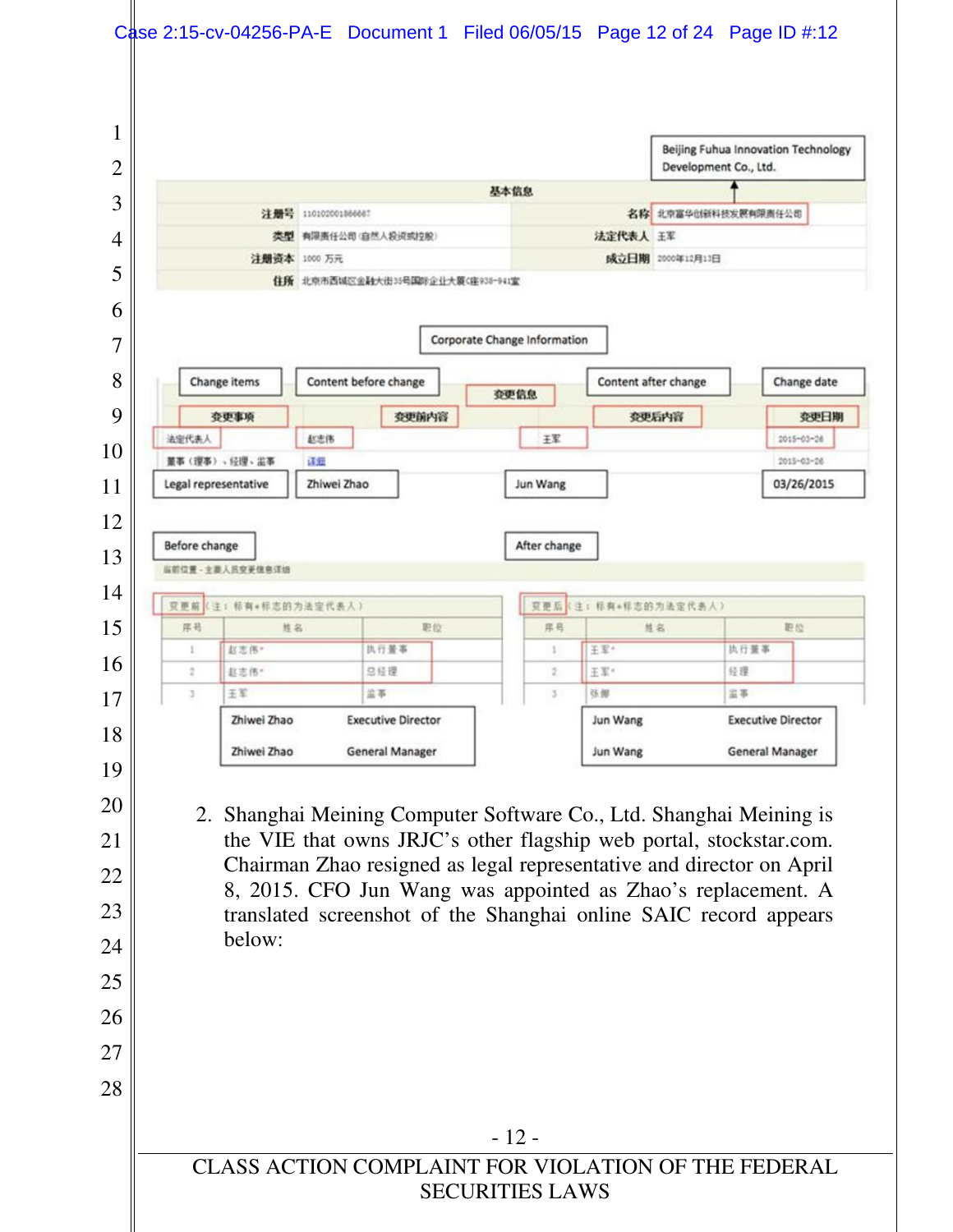Beijing Fuhua Innovation Technology Development Co., Ltd.

基本信息

| 注册号 | 110102001866667 | 名称 | 北京富华创新科技发展有限责任公司 |
|---|---|---|---|
| 类型 | 有限责任公司(自然人投资或控股) | 法定代表人 | 王军 |
| 注册资本 | 1000 万元 | 成立日期 | 2000年12月13日 |
| 住所 | 北京市西城区金融大街35号国际企业大厦C座938-941室 | | |

Corporate Change Information

变更信息

| 变更事项 (Change items) | 变更前内容 (Content before change) | 变更后内容 (Content after change) | 变更日期 (Change date) |
|---|---|---|---|
| 法定代表人 (Legal representative) | 赵志伟 (Zhiwei Zhao) | 王军 (Jun Wang) | 2015-03-26 (03/26/2015) |
| 董事(理事)、经理、监事 | 详细 | | 2015-03-26 |

当前位置 - 主要人员变更信息详细

Before change

变更前(注：标有*标志的为法定代表人)

| 序号 | 姓名 | 职位 |
|---|---|---|
| 1 | 赵志伟* (Zhiwei Zhao) | 执行董事 (Executive Director) |
| 2 | 赵志伟* (Zhiwei Zhao) | 总经理 (General Manager) |
| 3 | 王军 | 监事 |

After change

变更后(注：标有*标志的为法定代表人)

| 序号 | 姓名 | 职位 |
|---|---|---|
| 1 | 王军* (Jun Wang) | 执行董事 (Executive Director) |
| 2 | 王军* (Jun Wang) | 经理 (General Manager) |
| 3 | 张卿 | 监事 |

2. Shanghai Meining Computer Software Co., Ltd. Shanghai Meining is the VIE that owns JRJC's other flagship web portal, stockstar.com. Chairman Zhao resigned as legal representative and director on April 8, 2015. CFO Jun Wang was appointed as Zhao's replacement. A translated screenshot of the Shanghai online SAIC record appears below: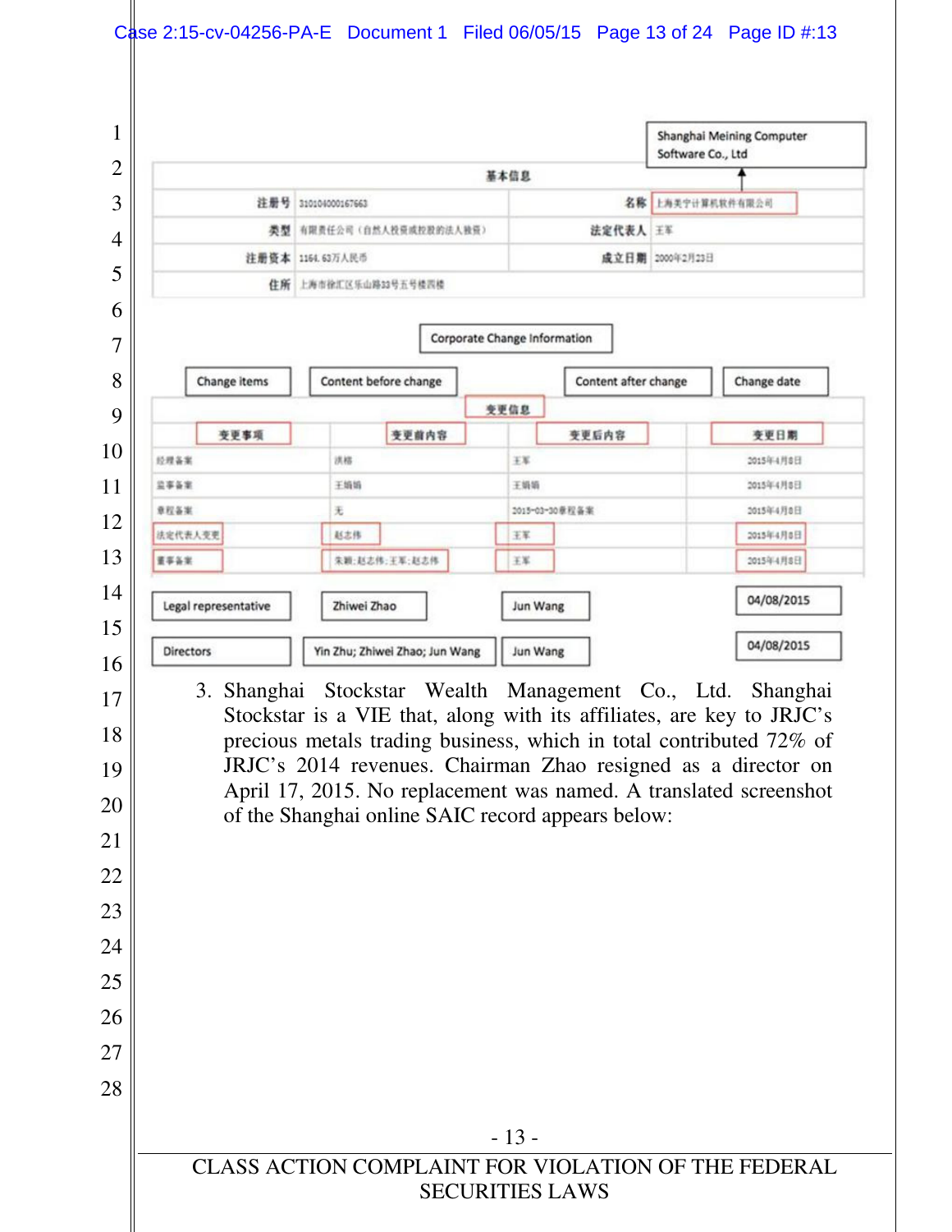Shanghai Meining Computer Software Co., Ltd

| 基本信息 | | | |
|---|---|---|---|
| 注册号 | 310104000167663 | 名称 | 上海美宁计算机软件有限公司 |
| 类型 | 有限责任公司（自然人投资或控股的法人独资） | 法定代表人 | 王军 |
| 注册资本 | 1164.63万人民币 | 成立日期 | 2000年2月23日 |
| 住所 | 上海市徐汇区乐山路33号五号楼四楼 | | |

Corporate Change Information

| 变更事项 (Change items) | 变更前内容 (Content before change) | 变更后内容 (Content after change) | 变更日期 (Change date) |
|---|---|---|---|
| 经理备案 | 洪桦 | 王军 | 2015年4月8日 |
| 监事备案 | 王娟娟 | 王娟娟 | 2015年4月8日 |
| 章程备案 | 无 | 2015-03-30章程备案 | 2015年4月8日 |
| 法定代表人变更 | 赵志伟 | 王军 | 2015年4月8日 |
| 董事备案 | 朱颖;赵志伟;王军;赵志伟 | 王军 | 2015年4月8日 |

| Legal representative | Zhiwei Zhao | Jun Wang | 04/08/2015 |
|---|---|---|---|
| Directors | Yin Zhu; Zhiwei Zhao; Jun Wang | Jun Wang | 04/08/2015 |

3. Shanghai Stockstar Wealth Management Co., Ltd. Shanghai Stockstar is a VIE that, along with its affiliates, are key to JRJC's precious metals trading business, which in total contributed 72% of JRJC's 2014 revenues. Chairman Zhao resigned as a director on April 17, 2015. No replacement was named. A translated screenshot of the Shanghai online SAIC record appears below: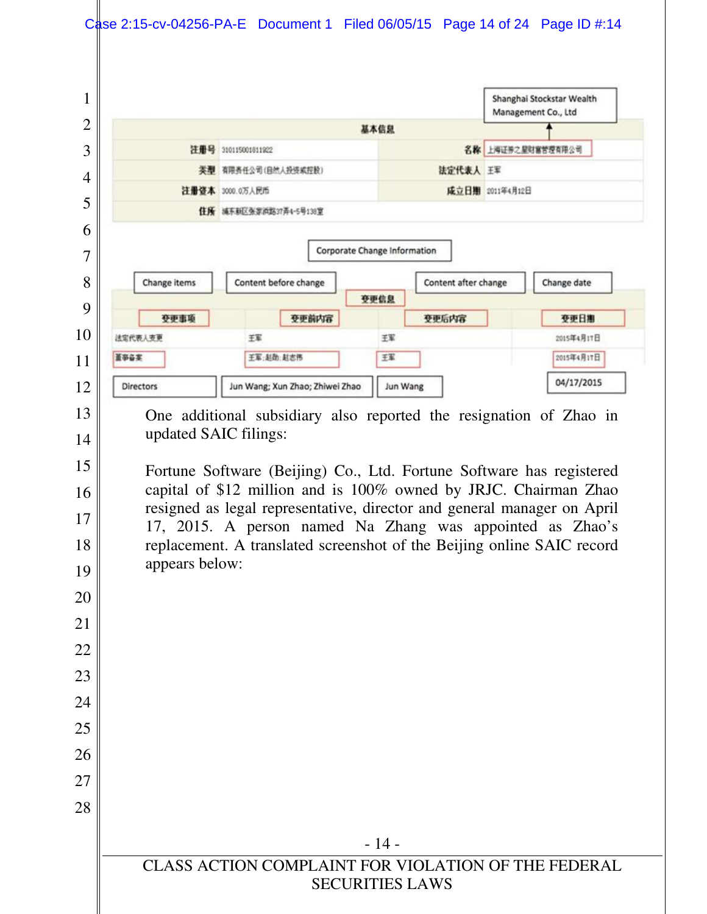Shanghai Stockstar Wealth Management Co., Ltd

| 基本信息 | | | |
|---|---|---|---|
| 注册号 | 310115001811922 | 名称 | 上海证券之星财富管理有限公司 |
| 类型 | 有限责任公司(自然人投资或控股) | 法定代表人 | 王军 |
| 注册资本 | 3000.0万人民币 | 成立日期 | 2011年4月12日 |
| 住所 | 浦东新区张家浜路37弄4-5号138室 | | |

Corporate Change Information

变更信息

| 变更事项 (Change items) | 变更前内容 (Content before change) | 变更后内容 (Content after change) | 变更日期 (Change date) |
|---|---|---|---|
| 法定代表人变更 | 王军 | 王军 | 2015年4月17日 |
| 董事备案 (Directors) | 王军;赵勋;赵志伟 (Jun Wang; Xun Zhao; Zhiwei Zhao) | 王军 (Jun Wang) | 2015年4月17日 (04/17/2015) |

One additional subsidiary also reported the resignation of Zhao in updated SAIC filings:

Fortune Software (Beijing) Co., Ltd. Fortune Software has registered capital of $12 million and is 100% owned by JRJC. Chairman Zhao resigned as legal representative, director and general manager on April 17, 2015. A person named Na Zhang was appointed as Zhao's replacement. A translated screenshot of the Beijing online SAIC record appears below: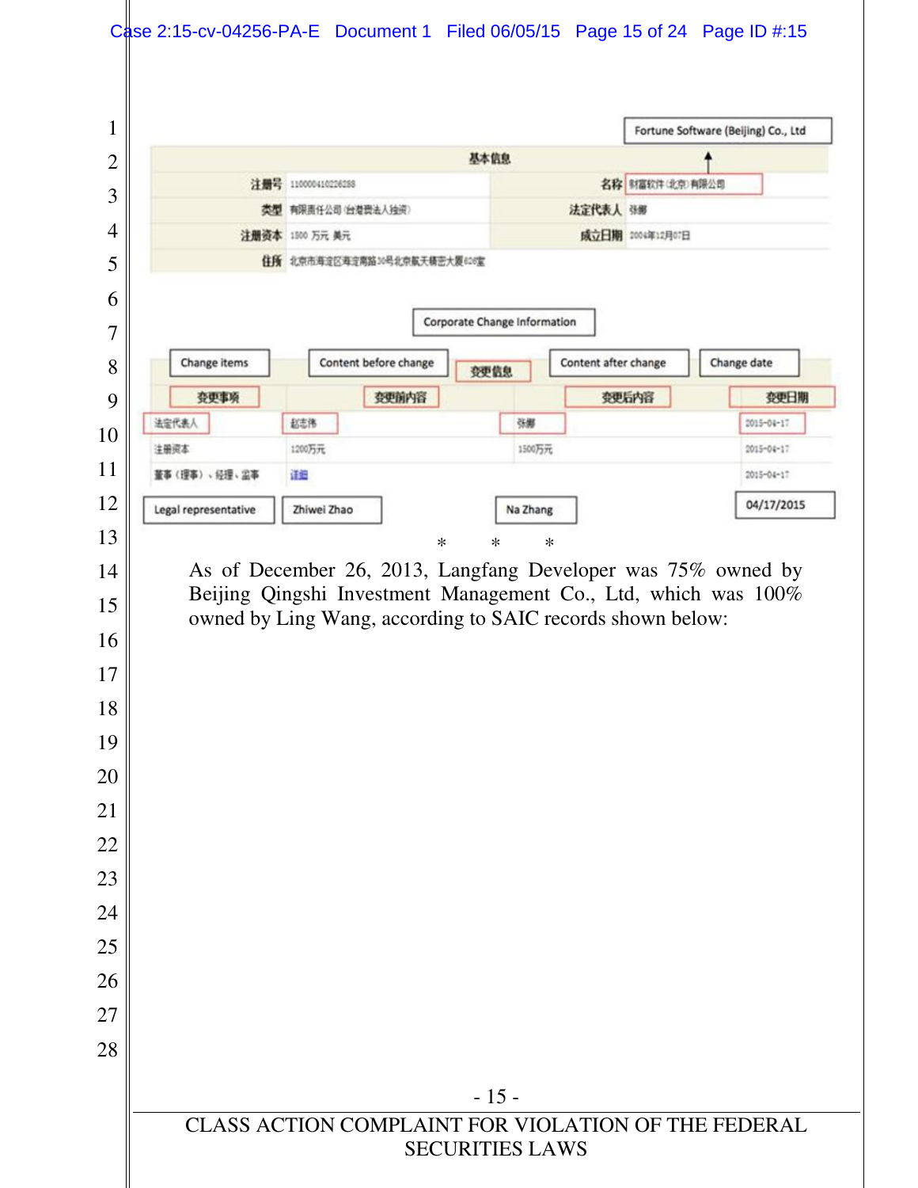Fortune Software (Beijing) Co., Ltd

| 基本信息 | | | |
|---|---|---|---|
| 注册号 | 110000410226288 | 名称 | 财富软件(北京)有限公司 |
| 类型 | 有限责任公司(台港澳法人独资) | 法定代表人 | 张娜 |
| 注册资本 | 1500 万元 美元 | 成立日期 | 2004年12月07日 |
| 住所 | 北京市海淀区海淀南路30号北京航天桥密大厦626室 | | |

Corporate Change Information

| Change items | Content before change | Content after change | Change date |
|---|---|---|---|
| 变更事项 | 变更前内容 | 变更后内容 | 变更日期 |
| 法定代表人 | 赵志伟 | 张娜 | 2015-04-17 |
| 注册资本 | 1200万元 | 1500万元 | 2015-04-17 |
| 董事(理事)、经理、监事 | 详细 | | 2015-04-17 |
| Legal representative | Zhiwei Zhao | Na Zhang | 04/17/2015 |

\*   \*   \*

As of December 26, 2013, Langfang Developer was 75% owned by Beijing Qingshi Investment Management Co., Ltd, which was 100% owned by Ling Wang, according to SAIC records shown below: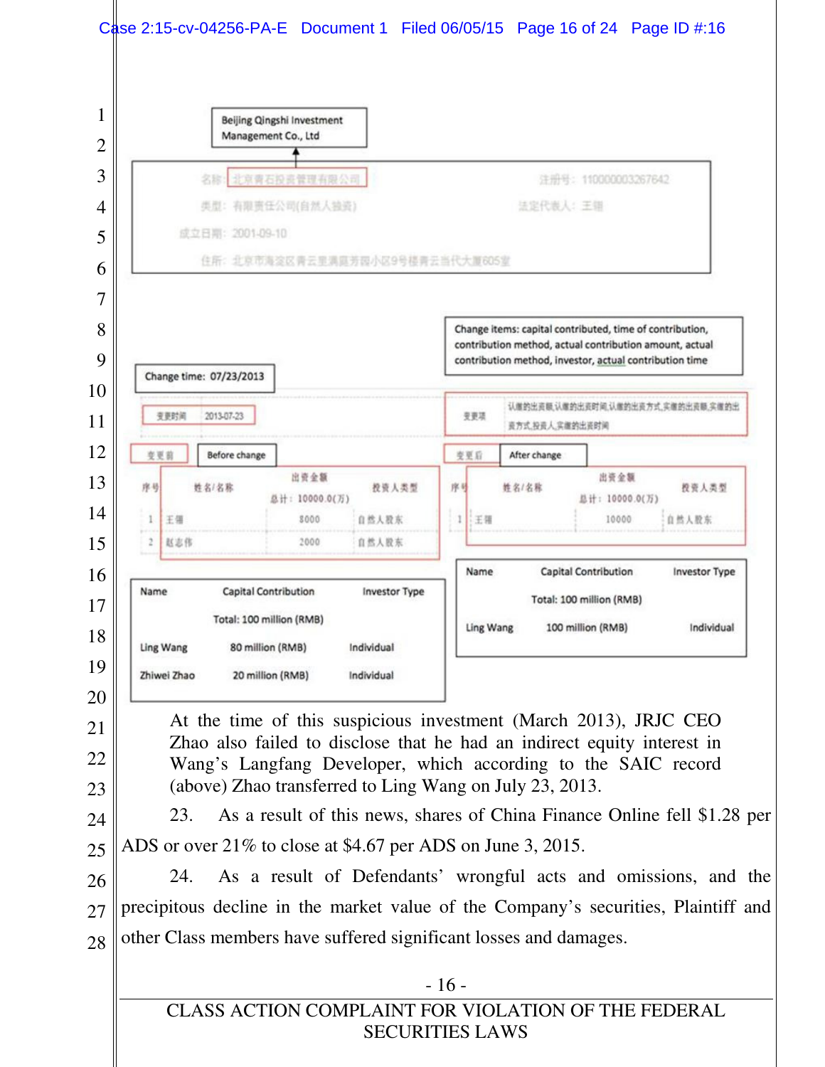Beijing Qingshi Investment Management Co., Ltd

名称: 北京青石投资管理有限公司 注册号: 110000003267642

类型: 有限责任公司(自然人独资) 法定代表人: 王翎

成立日期: 2001-09-10

住所: 北京市海淀区青云里满庭芳园小区9号楼青云当代大厦605室

Change items: capital contributed, time of contribution, contribution method, actual contribution amount, actual contribution method, investor, actual contribution time

Change time: 07/23/2013

| 变更时间 | 2013-07-23 |
|---|---|

| 变更项 | 认缴的出资额,认缴的出资时间,认缴的出资方式,实缴的出资额,实缴的出资方式,投资人,实缴的出资时间 |
|---|---|

变更前 Before change

| 序号 | 姓名/名称 | 出资金额 总计: 10000.0(万) | 投资人类型 |
|---|---|---|---|
| 1 | 王翎 | 8000 | 自然人股东 |
| 2 | 赵志伟 | 2000 | 自然人股东 |

| Name | Capital Contribution Total: 100 million (RMB) | Investor Type |
|---|---|---|
| Ling Wang | 80 million (RMB) | Individual |
| Zhiwei Zhao | 20 million (RMB) | Individual |

变更后 After change

| 序号 | 姓名/名称 | 出资金额 总计: 10000.0(万) | 投资人类型 |
|---|---|---|---|
| 1 | 王翎 | 10000 | 自然人股东 |

| Name | Capital Contribution Total: 100 million (RMB) | Investor Type |
|---|---|---|
| Ling Wang | 100 million (RMB) | Individual |

At the time of this suspicious investment (March 2013), JRJC CEO Zhao also failed to disclose that he had an indirect equity interest in Wang's Langfang Developer, which according to the SAIC record (above) Zhao transferred to Ling Wang on July 23, 2013.

23. As a result of this news, shares of China Finance Online fell $1.28 per ADS or over 21% to close at $4.67 per ADS on June 3, 2015.

24. As a result of Defendants' wrongful acts and omissions, and the precipitous decline in the market value of the Company's securities, Plaintiff and other Class members have suffered significant losses and damages.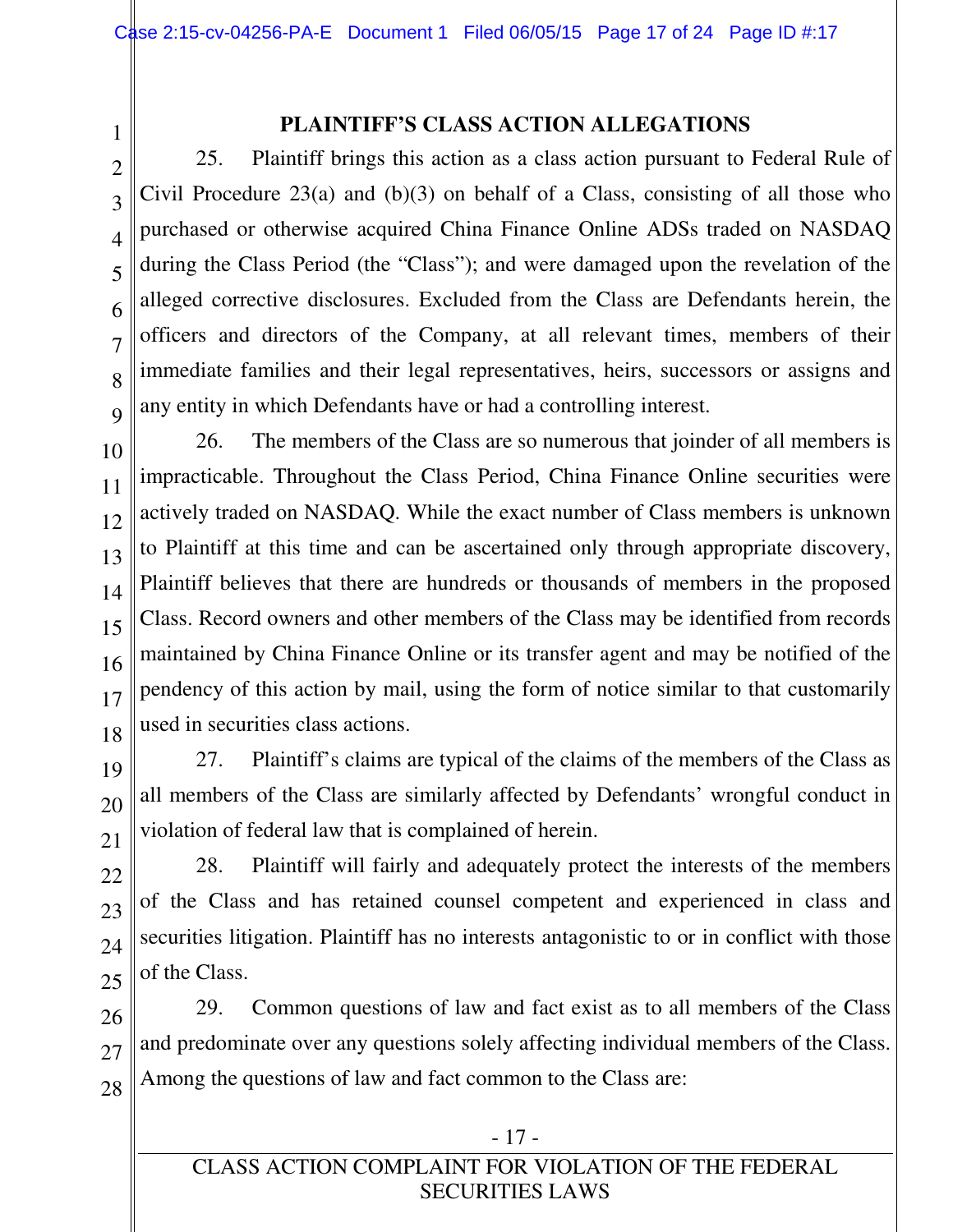## PLAINTIFF'S CLASS ACTION ALLEGATIONS

25. Plaintiff brings this action as a class action pursuant to Federal Rule of Civil Procedure 23(a) and (b)(3) on behalf of a Class, consisting of all those who purchased or otherwise acquired China Finance Online ADSs traded on NASDAQ during the Class Period (the "Class"); and were damaged upon the revelation of the alleged corrective disclosures. Excluded from the Class are Defendants herein, the officers and directors of the Company, at all relevant times, members of their immediate families and their legal representatives, heirs, successors or assigns and any entity in which Defendants have or had a controlling interest.

26. The members of the Class are so numerous that joinder of all members is impracticable. Throughout the Class Period, China Finance Online securities were actively traded on NASDAQ. While the exact number of Class members is unknown to Plaintiff at this time and can be ascertained only through appropriate discovery, Plaintiff believes that there are hundreds or thousands of members in the proposed Class. Record owners and other members of the Class may be identified from records maintained by China Finance Online or its transfer agent and may be notified of the pendency of this action by mail, using the form of notice similar to that customarily used in securities class actions.

27. Plaintiff's claims are typical of the claims of the members of the Class as all members of the Class are similarly affected by Defendants' wrongful conduct in violation of federal law that is complained of herein.

28. Plaintiff will fairly and adequately protect the interests of the members of the Class and has retained counsel competent and experienced in class and securities litigation. Plaintiff has no interests antagonistic to or in conflict with those of the Class.

29. Common questions of law and fact exist as to all members of the Class and predominate over any questions solely affecting individual members of the Class. Among the questions of law and fact common to the Class are: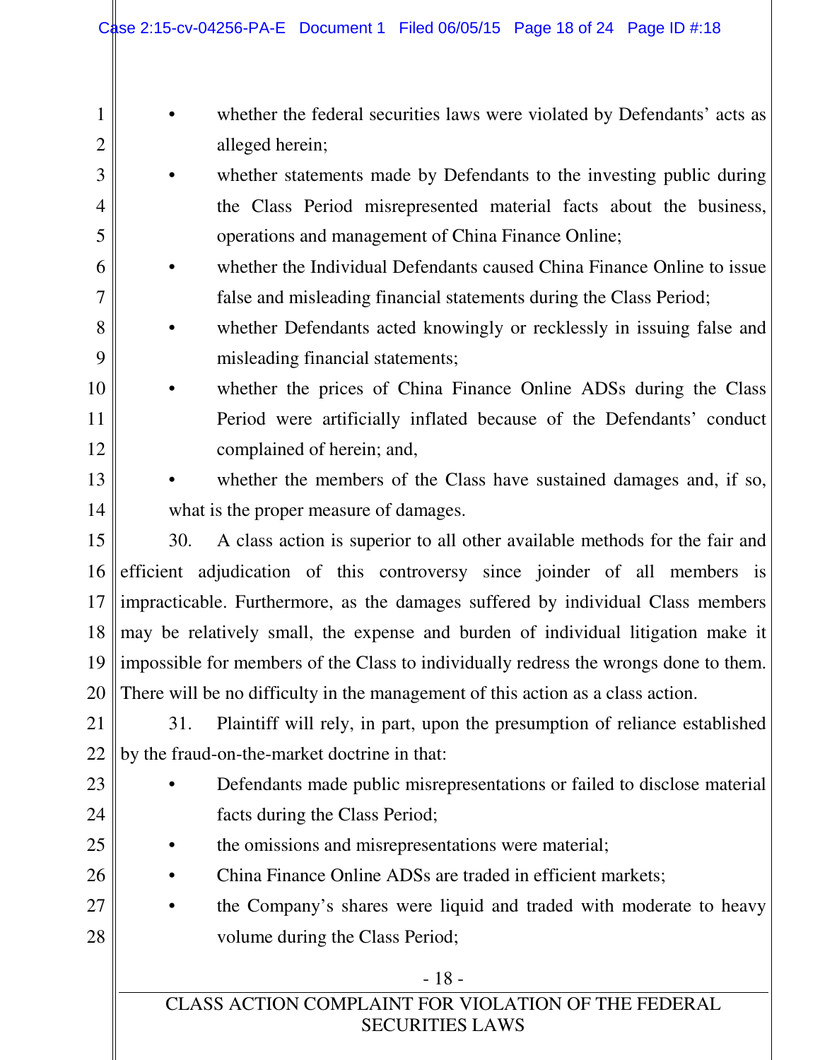- whether the federal securities laws were violated by Defendants' acts as alleged herein;
- whether statements made by Defendants to the investing public during the Class Period misrepresented material facts about the business, operations and management of China Finance Online;
- whether the Individual Defendants caused China Finance Online to issue false and misleading financial statements during the Class Period;
- whether Defendants acted knowingly or recklessly in issuing false and misleading financial statements;
- whether the prices of China Finance Online ADSs during the Class Period were artificially inflated because of the Defendants' conduct complained of herein; and,
- whether the members of the Class have sustained damages and, if so, what is the proper measure of damages.

30. A class action is superior to all other available methods for the fair and efficient adjudication of this controversy since joinder of all members is impracticable. Furthermore, as the damages suffered by individual Class members may be relatively small, the expense and burden of individual litigation make it impossible for members of the Class to individually redress the wrongs done to them. There will be no difficulty in the management of this action as a class action.

31. Plaintiff will rely, in part, upon the presumption of reliance established by the fraud-on-the-market doctrine in that:

- Defendants made public misrepresentations or failed to disclose material facts during the Class Period;
- the omissions and misrepresentations were material;
- China Finance Online ADSs are traded in efficient markets;
- the Company's shares were liquid and traded with moderate to heavy volume during the Class Period;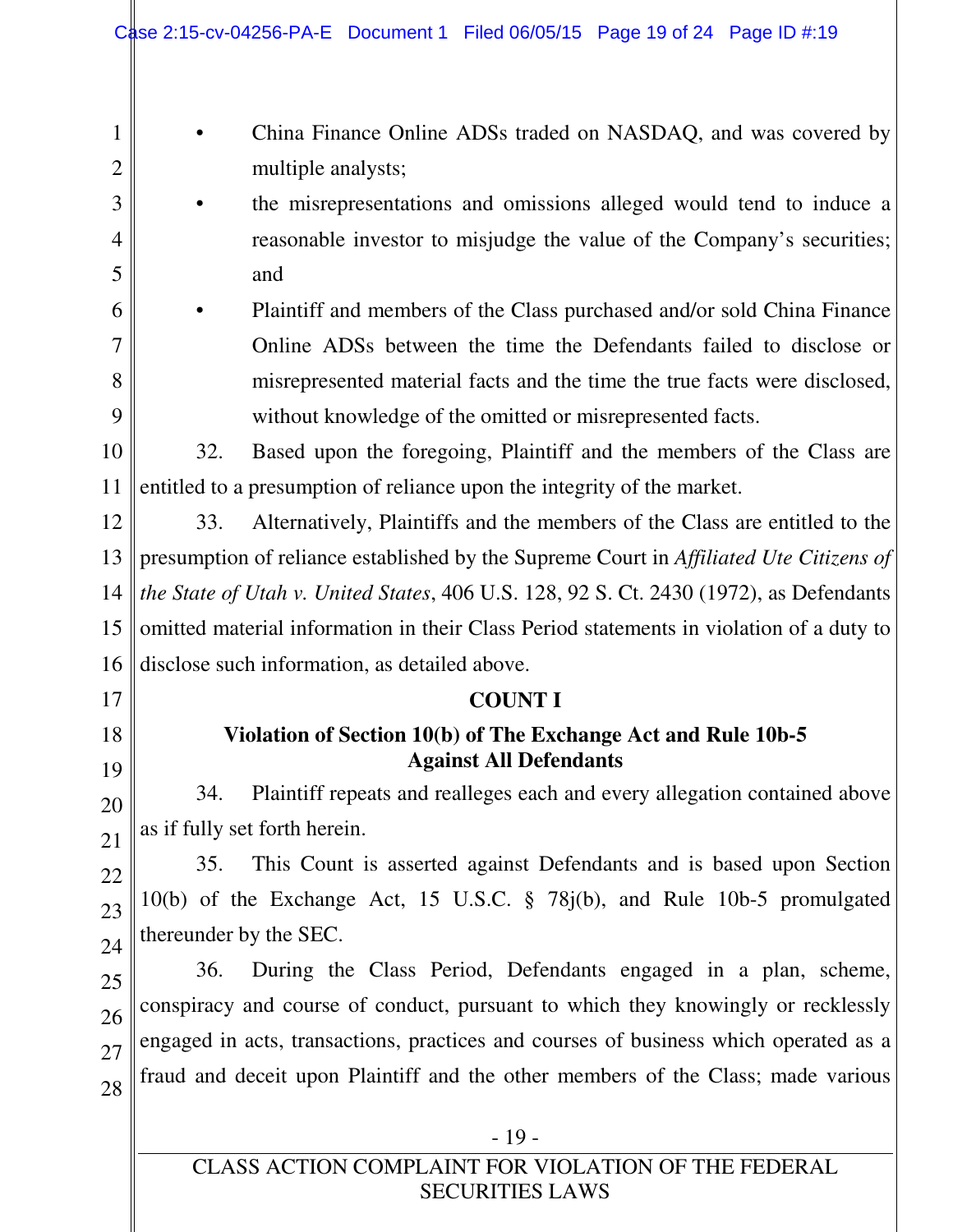- China Finance Online ADSs traded on NASDAQ, and was covered by multiple analysts;
- the misrepresentations and omissions alleged would tend to induce a reasonable investor to misjudge the value of the Company's securities; and
- Plaintiff and members of the Class purchased and/or sold China Finance Online ADSs between the time the Defendants failed to disclose or misrepresented material facts and the time the true facts were disclosed, without knowledge of the omitted or misrepresented facts.

32. Based upon the foregoing, Plaintiff and the members of the Class are entitled to a presumption of reliance upon the integrity of the market.

33. Alternatively, Plaintiffs and the members of the Class are entitled to the presumption of reliance established by the Supreme Court in *Affiliated Ute Citizens of the State of Utah v. United States*, 406 U.S. 128, 92 S. Ct. 2430 (1972), as Defendants omitted material information in their Class Period statements in violation of a duty to disclose such information, as detailed above.

**COUNT I**

**Violation of Section 10(b) of The Exchange Act and Rule 10b-5 Against All Defendants**

34. Plaintiff repeats and realleges each and every allegation contained above as if fully set forth herein.

35. This Count is asserted against Defendants and is based upon Section 10(b) of the Exchange Act, 15 U.S.C. § 78j(b), and Rule 10b-5 promulgated thereunder by the SEC.

36. During the Class Period, Defendants engaged in a plan, scheme, conspiracy and course of conduct, pursuant to which they knowingly or recklessly engaged in acts, transactions, practices and courses of business which operated as a fraud and deceit upon Plaintiff and the other members of the Class; made various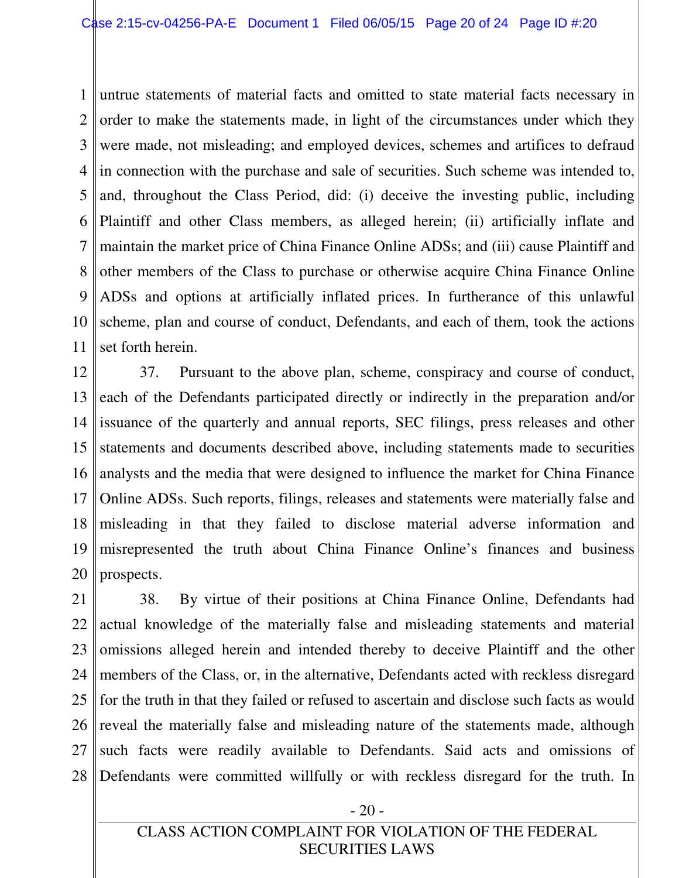untrue statements of material facts and omitted to state material facts necessary in order to make the statements made, in light of the circumstances under which they were made, not misleading; and employed devices, schemes and artifices to defraud in connection with the purchase and sale of securities. Such scheme was intended to, and, throughout the Class Period, did: (i) deceive the investing public, including Plaintiff and other Class members, as alleged herein; (ii) artificially inflate and maintain the market price of China Finance Online ADSs; and (iii) cause Plaintiff and other members of the Class to purchase or otherwise acquire China Finance Online ADSs and options at artificially inflated prices. In furtherance of this unlawful scheme, plan and course of conduct, Defendants, and each of them, took the actions set forth herein.

37. Pursuant to the above plan, scheme, conspiracy and course of conduct, each of the Defendants participated directly or indirectly in the preparation and/or issuance of the quarterly and annual reports, SEC filings, press releases and other statements and documents described above, including statements made to securities analysts and the media that were designed to influence the market for China Finance Online ADSs. Such reports, filings, releases and statements were materially false and misleading in that they failed to disclose material adverse information and misrepresented the truth about China Finance Online's finances and business prospects.

38. By virtue of their positions at China Finance Online, Defendants had actual knowledge of the materially false and misleading statements and material omissions alleged herein and intended thereby to deceive Plaintiff and the other members of the Class, or, in the alternative, Defendants acted with reckless disregard for the truth in that they failed or refused to ascertain and disclose such facts as would reveal the materially false and misleading nature of the statements made, although such facts were readily available to Defendants. Said acts and omissions of Defendants were committed willfully or with reckless disregard for the truth. In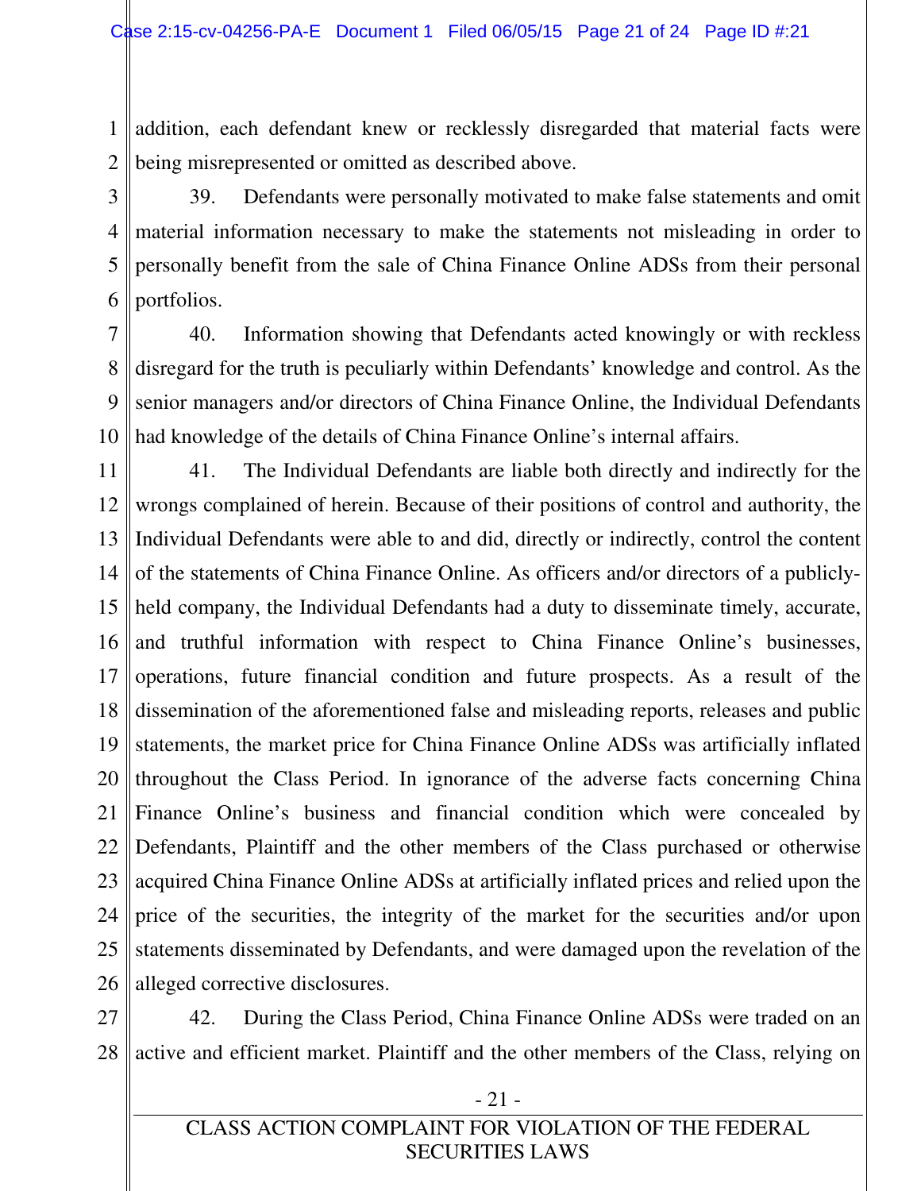addition, each defendant knew or recklessly disregarded that material facts were being misrepresented or omitted as described above.

39. Defendants were personally motivated to make false statements and omit material information necessary to make the statements not misleading in order to personally benefit from the sale of China Finance Online ADSs from their personal portfolios.

40. Information showing that Defendants acted knowingly or with reckless disregard for the truth is peculiarly within Defendants' knowledge and control. As the senior managers and/or directors of China Finance Online, the Individual Defendants had knowledge of the details of China Finance Online's internal affairs.

41. The Individual Defendants are liable both directly and indirectly for the wrongs complained of herein. Because of their positions of control and authority, the Individual Defendants were able to and did, directly or indirectly, control the content of the statements of China Finance Online. As officers and/or directors of a publicly-held company, the Individual Defendants had a duty to disseminate timely, accurate, and truthful information with respect to China Finance Online's businesses, operations, future financial condition and future prospects. As a result of the dissemination of the aforementioned false and misleading reports, releases and public statements, the market price for China Finance Online ADSs was artificially inflated throughout the Class Period. In ignorance of the adverse facts concerning China Finance Online's business and financial condition which were concealed by Defendants, Plaintiff and the other members of the Class purchased or otherwise acquired China Finance Online ADSs at artificially inflated prices and relied upon the price of the securities, the integrity of the market for the securities and/or upon statements disseminated by Defendants, and were damaged upon the revelation of the alleged corrective disclosures.

42. During the Class Period, China Finance Online ADSs were traded on an active and efficient market. Plaintiff and the other members of the Class, relying on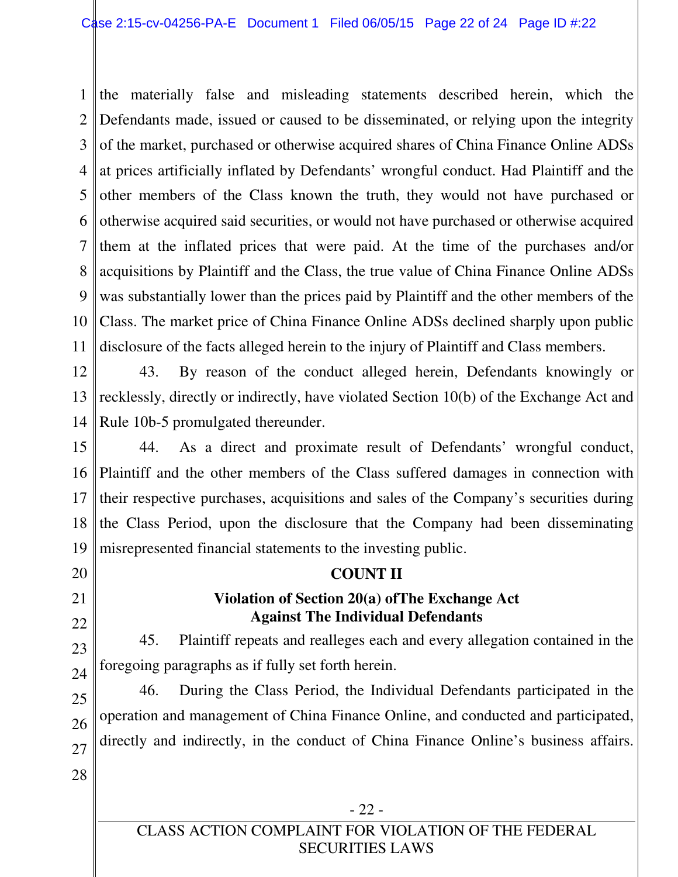the materially false and misleading statements described herein, which the Defendants made, issued or caused to be disseminated, or relying upon the integrity of the market, purchased or otherwise acquired shares of China Finance Online ADSs at prices artificially inflated by Defendants' wrongful conduct. Had Plaintiff and the other members of the Class known the truth, they would not have purchased or otherwise acquired said securities, or would not have purchased or otherwise acquired them at the inflated prices that were paid. At the time of the purchases and/or acquisitions by Plaintiff and the Class, the true value of China Finance Online ADSs was substantially lower than the prices paid by Plaintiff and the other members of the Class. The market price of China Finance Online ADSs declined sharply upon public disclosure of the facts alleged herein to the injury of Plaintiff and Class members.

43. By reason of the conduct alleged herein, Defendants knowingly or recklessly, directly or indirectly, have violated Section 10(b) of the Exchange Act and Rule 10b-5 promulgated thereunder.

44. As a direct and proximate result of Defendants' wrongful conduct, Plaintiff and the other members of the Class suffered damages in connection with their respective purchases, acquisitions and sales of the Company's securities during the Class Period, upon the disclosure that the Company had been disseminating misrepresented financial statements to the investing public.

**COUNT II**

**Violation of Section 20(a) ofThe Exchange Act Against The Individual Defendants**

45. Plaintiff repeats and realleges each and every allegation contained in the foregoing paragraphs as if fully set forth herein.

46. During the Class Period, the Individual Defendants participated in the operation and management of China Finance Online, and conducted and participated, directly and indirectly, in the conduct of China Finance Online's business affairs.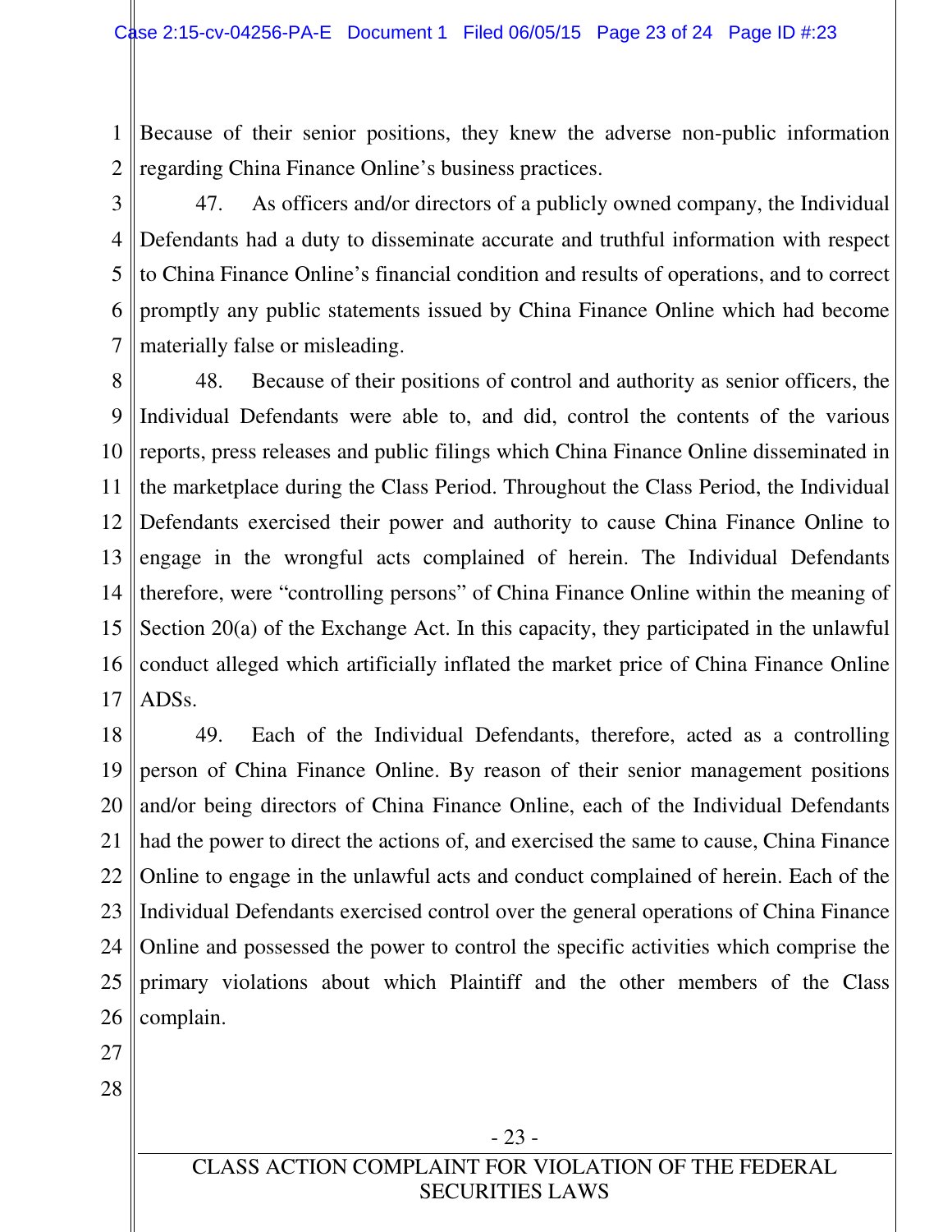Because of their senior positions, they knew the adverse non-public information regarding China Finance Online's business practices.

47. As officers and/or directors of a publicly owned company, the Individual Defendants had a duty to disseminate accurate and truthful information with respect to China Finance Online's financial condition and results of operations, and to correct promptly any public statements issued by China Finance Online which had become materially false or misleading.

48. Because of their positions of control and authority as senior officers, the Individual Defendants were able to, and did, control the contents of the various reports, press releases and public filings which China Finance Online disseminated in the marketplace during the Class Period. Throughout the Class Period, the Individual Defendants exercised their power and authority to cause China Finance Online to engage in the wrongful acts complained of herein. The Individual Defendants therefore, were "controlling persons" of China Finance Online within the meaning of Section 20(a) of the Exchange Act. In this capacity, they participated in the unlawful conduct alleged which artificially inflated the market price of China Finance Online ADSs.

49. Each of the Individual Defendants, therefore, acted as a controlling person of China Finance Online. By reason of their senior management positions and/or being directors of China Finance Online, each of the Individual Defendants had the power to direct the actions of, and exercised the same to cause, China Finance Online to engage in the unlawful acts and conduct complained of herein. Each of the Individual Defendants exercised control over the general operations of China Finance Online and possessed the power to control the specific activities which comprise the primary violations about which Plaintiff and the other members of the Class complain.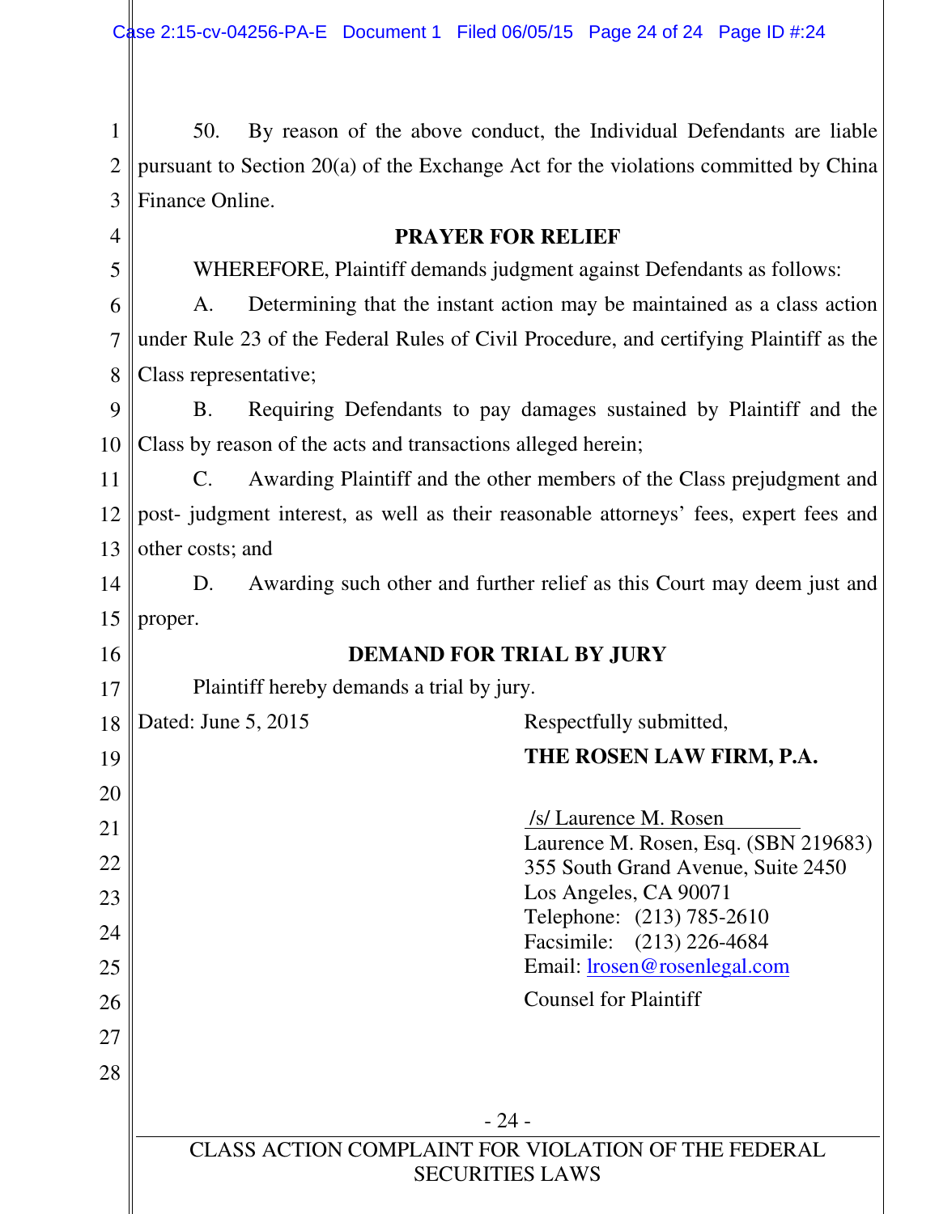50. By reason of the above conduct, the Individual Defendants are liable pursuant to Section 20(a) of the Exchange Act for the violations committed by China Finance Online.

**PRAYER FOR RELIEF**

WHEREFORE, Plaintiff demands judgment against Defendants as follows:

A. Determining that the instant action may be maintained as a class action under Rule 23 of the Federal Rules of Civil Procedure, and certifying Plaintiff as the Class representative;

B. Requiring Defendants to pay damages sustained by Plaintiff and the Class by reason of the acts and transactions alleged herein;

C. Awarding Plaintiff and the other members of the Class prejudgment and post- judgment interest, as well as their reasonable attorneys' fees, expert fees and other costs; and

D. Awarding such other and further relief as this Court may deem just and proper.

**DEMAND FOR TRIAL BY JURY**

Plaintiff hereby demands a trial by jury.

Dated: June 5, 2015

Respectfully submitted,

**THE ROSEN LAW FIRM, P.A.**

/s/ Laurence M. Rosen
Laurence M. Rosen, Esq. (SBN 219683)
355 South Grand Avenue, Suite 2450
Los Angeles, CA 90071
Telephone: (213) 785-2610
Facsimile: (213) 226-4684
Email: lrosen@rosenlegal.com

Counsel for Plaintiff

CLASS ACTION COMPLAINT FOR VIOLATION OF THE FEDERAL SECURITIES LAWS